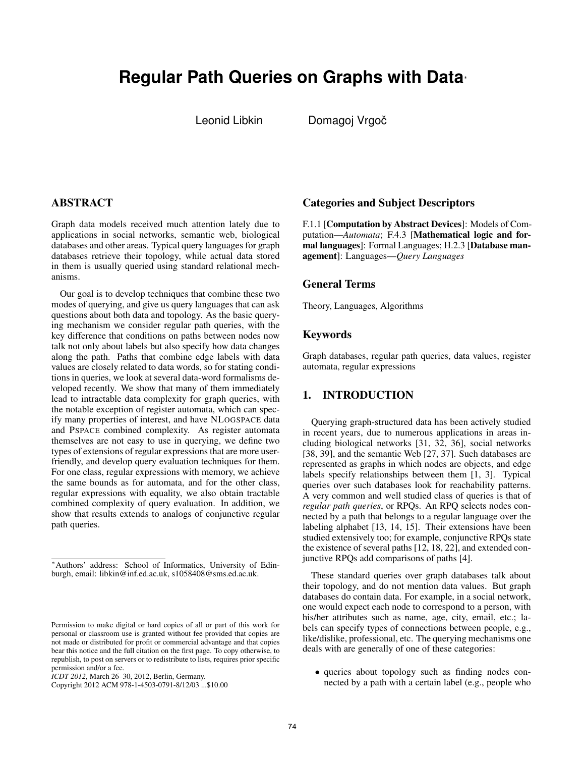# Regular Path Queries on Graphs with Data*

Leonid Libkin        Domagoj Vrgoč

## ABSTRACT

Graph data models received much attention lately due to applications in social networks, semantic web, biological databases and other areas. Typical query languages for graph databases retrieve their topology, while actual data stored in them is usually queried using standard relational mechanisms.

Our goal is to develop techniques that combine these two modes of querying, and give us query languages that can ask questions about both data and topology. As the basic querying mechanism we consider regular path queries, with the key difference that conditions on paths between nodes now talk not only about labels but also specify how data changes along the path. Paths that combine edge labels with data values are closely related to data words, so for stating conditions in queries, we look at several data-word formalisms developed recently. We show that many of them immediately lead to intractable data complexity for graph queries, with the notable exception of register automata, which can specify many properties of interest, and have NLOGSPACE data and PSPACE combined complexity. As register automata themselves are not easy to use in querying, we define two types of extensions of regular expressions that are more user-friendly, and develop query evaluation techniques for them. For one class, regular expressions with memory, we achieve the same bounds as for automata, and for the other class, regular expressions with equality, we also obtain tractable combined complexity of query evaluation. In addition, we show that results extends to analogs of conjunctive regular path queries.

*Authors' address: School of Informatics, University of Edinburgh, email: libkin@inf.ed.ac.uk, s1058408@sms.ed.ac.uk.

Permission to make digital or hard copies of all or part of this work for personal or classroom use is granted without fee provided that copies are not made or distributed for profit or commercial advantage and that copies bear this notice and the full citation on the first page. To copy otherwise, to republish, to post on servers or to redistribute to lists, requires prior specific permission and/or a fee.
*ICDT 2012*, March 26–30, 2012, Berlin, Germany.
Copyright 2012 ACM 978-1-4503-0791-8/12/03 ...$10.00

## Categories and Subject Descriptors

F.1.1 [**Computation by Abstract Devices**]: Models of Computation—*Automata*; F.4.3 [**Mathematical logic and formal languages**]: Formal Languages; H.2.3 [**Database management**]: Languages—*Query Languages*

## General Terms

Theory, Languages, Algorithms

## Keywords

Graph databases, regular path queries, data values, register automata, regular expressions

## 1. INTRODUCTION

Querying graph-structured data has been actively studied in recent years, due to numerous applications in areas including biological networks [31, 32, 36], social networks [38, 39], and the semantic Web [27, 37]. Such databases are represented as graphs in which nodes are objects, and edge labels specify relationships between them [1, 3]. Typical queries over such databases look for reachability patterns. A very common and well studied class of queries is that of *regular path queries*, or RPQs. An RPQ selects nodes connected by a path that belongs to a regular language over the labeling alphabet [13, 14, 15]. Their extensions have been studied extensively too; for example, conjunctive RPQs state the existence of several paths [12, 18, 22], and extended conjunctive RPQs add comparisons of paths [4].

These standard queries over graph databases talk about their topology, and do not mention data values. But graph databases do contain data. For example, in a social network, one would expect each node to correspond to a person, with his/her attributes such as name, age, city, email, etc.; labels can specify types of connections between people, e.g., like/dislike, professional, etc. The querying mechanisms one deals with are generally of one of these categories:

- queries about topology such as finding nodes connected by a path with a certain label (e.g., people who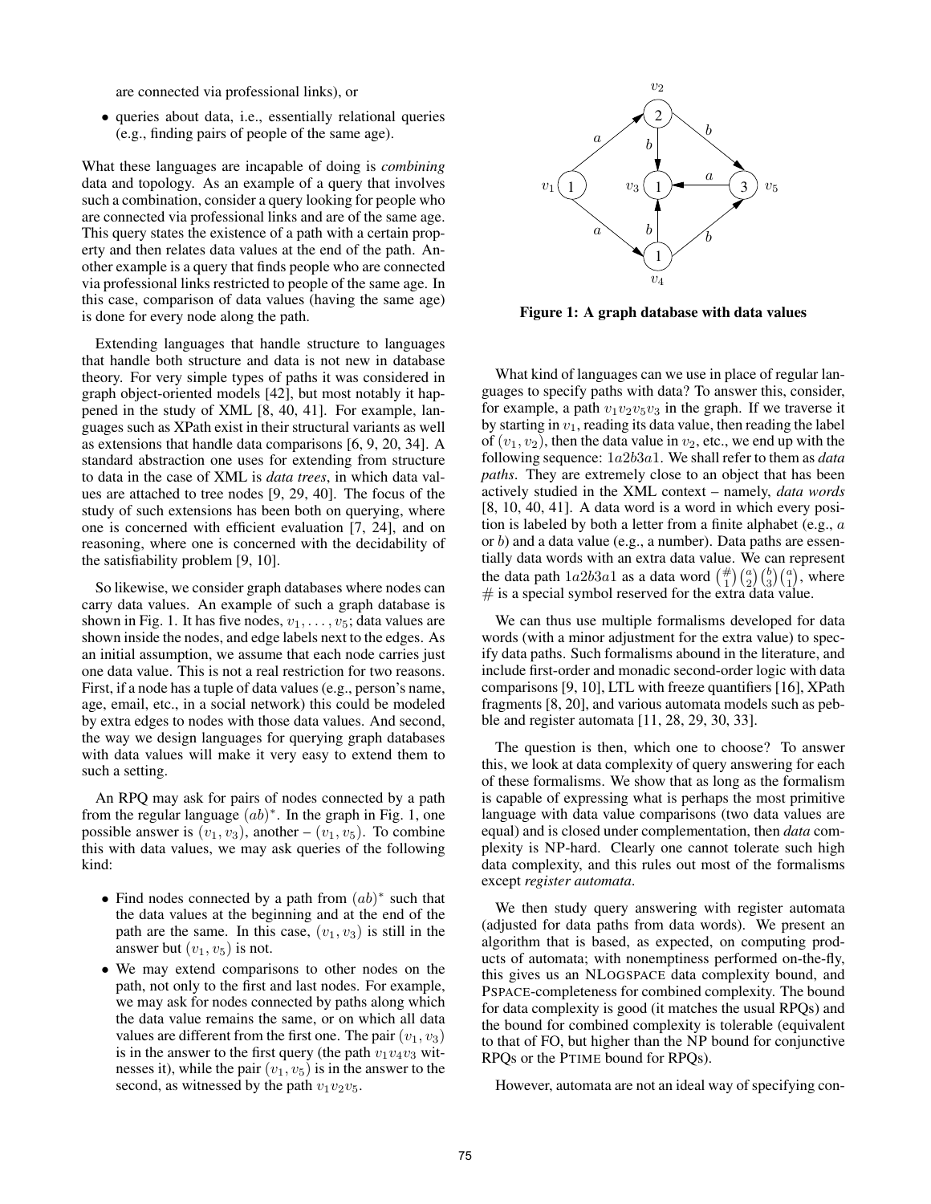are connected via professional links), or

- queries about data, i.e., essentially relational queries (e.g., finding pairs of people of the same age).

What these languages are incapable of doing is *combining* data and topology. As an example of a query that involves such a combination, consider a query looking for people who are connected via professional links and are of the same age. This query states the existence of a path with a certain property and then relates data values at the end of the path. Another example is a query that finds people who are connected via professional links restricted to people of the same age. In this case, comparison of data values (having the same age) is done for every node along the path.

Extending languages that handle structure to languages that handle both structure and data is not new in database theory. For very simple types of paths it was considered in graph object-oriented models [42], but most notably it happened in the study of XML [8, 40, 41]. For example, languages such as XPath exist in their structural variants as well as extensions that handle data comparisons [6, 9, 20, 34]. A standard abstraction one uses for extending from structure to data in the case of XML is *data trees*, in which data values are attached to tree nodes [9, 29, 40]. The focus of the study of such extensions has been both on querying, where one is concerned with efficient evaluation [7, 24], and on reasoning, where one is concerned with the decidability of the satisfiability problem [9, 10].

So likewise, we consider graph databases where nodes can carry data values. An example of such a graph database is shown in Fig. 1. It has five nodes, $v_1, \ldots, v_5$; data values are shown inside the nodes, and edge labels next to the edges. As an initial assumption, we assume that each node carries just one data value. This is not a real restriction for two reasons. First, if a node has a tuple of data values (e.g., person's name, age, email, etc., in a social network) this could be modeled by extra edges to nodes with those data values. And second, the way we design languages for querying graph databases with data values will make it very easy to extend them to such a setting.

An RPQ may ask for pairs of nodes connected by a path from the regular language $(ab)^*$. In the graph in Fig. 1, one possible answer is $(v_1, v_3)$, another – $(v_1, v_5)$. To combine this with data values, we may ask queries of the following kind:

- Find nodes connected by a path from $(ab)^*$ such that the data values at the beginning and at the end of the path are the same. In this case, $(v_1, v_3)$ is still in the answer but $(v_1, v_5)$ is not.
- We may extend comparisons to other nodes on the path, not only to the first and last nodes. For example, we may ask for nodes connected by paths along which the data value remains the same, or on which all data values are different from the first one. The pair $(v_1, v_3)$ is in the answer to the first query (the path $v_1v_4v_3$ witnesses it), while the pair $(v_1, v_5)$ is in the answer to the second, as witnessed by the path $v_1v_2v_5$.

**Figure 1: A graph database with data values**

What kind of languages can we use in place of regular languages to specify paths with data? To answer this, consider, for example, a path $v_1v_2v_5v_3$ in the graph. If we traverse it by starting in $v_1$, reading its data value, then reading the label of $(v_1, v_2)$, then the data value in $v_2$, etc., we end up with the following sequence: $1a2b3a1$. We shall refer to them as *data paths*. They are extremely close to an object that has been actively studied in the XML context – namely, *data words* [8, 10, 40, 41]. A data word is a word in which every position is labeled by both a letter from a finite alphabet (e.g., $a$ or $b$) and a data value (e.g., a number). Data paths are essentially data words with an extra data value. We can represent the data path $1a2b3a1$ as a data word $\binom{\#}{1}\binom{a}{2}\binom{b}{3}\binom{a}{1}$, where $\#$ is a special symbol reserved for the extra data value.

We can thus use multiple formalisms developed for data words (with a minor adjustment for the extra value) to specify data paths. Such formalisms abound in the literature, and include first-order and monadic second-order logic with data comparisons [9, 10], LTL with freeze quantifiers [16], XPath fragments [8, 20], and various automata models such as pebble and register automata [11, 28, 29, 30, 33].

The question is then, which one to choose? To answer this, we look at data complexity of query answering for each of these formalisms. We show that as long as the formalism is capable of expressing what is perhaps the most primitive language with data value comparisons (two data values are equal) and is closed under complementation, then *data* complexity is NP-hard. Clearly one cannot tolerate such high data complexity, and this rules out most of the formalisms except *register automata*.

We then study query answering with register automata (adjusted for data paths from data words). We present an algorithm that is based, as expected, on computing products of automata; with nonemptiness performed on-the-fly, this gives us an NLOGSPACE data complexity bound, and PSPACE-completeness for combined complexity. The bound for data complexity is good (it matches the usual RPQs) and the bound for combined complexity is tolerable (equivalent to that of FO, but higher than the NP bound for conjunctive RPQs or the PTIME bound for RPQs).

However, automata are not an ideal way of specifying con-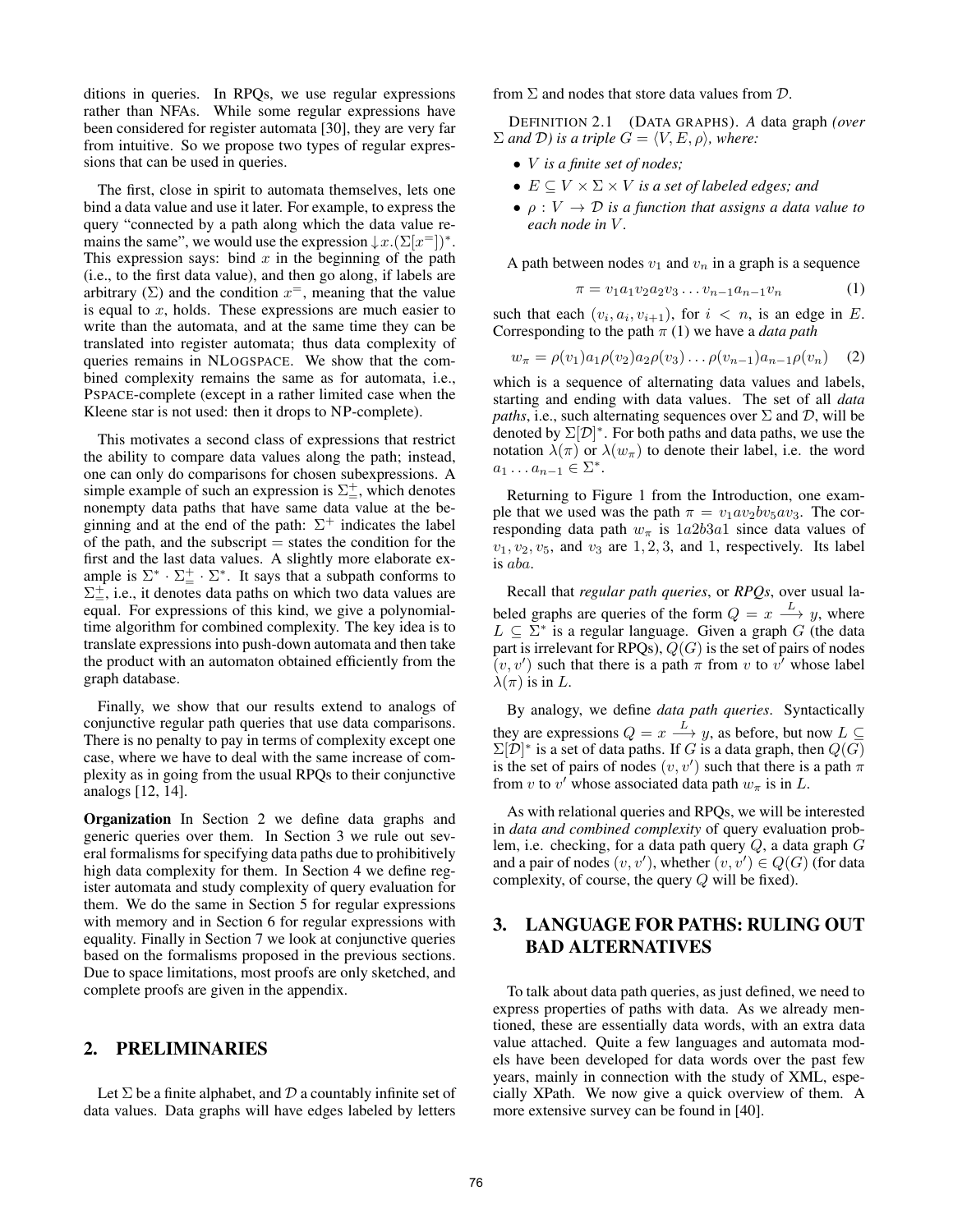ditions in queries. In RPQs, we use regular expressions rather than NFAs. While some regular expressions have been considered for register automata [30], they are very far from intuitive. So we propose two types of regular expressions that can be used in queries.

The first, close in spirit to automata themselves, lets one bind a data value and use it later. For example, to express the query "connected by a path along which the data value remains the same", we would use the expression $\downarrow x.(\Sigma[x^=])^*$. This expression says: bind $x$ in the beginning of the path (i.e., to the first data value), and then go along, if labels are arbitrary ($\Sigma$) and the condition $x^=$, meaning that the value is equal to $x$, holds. These expressions are much easier to write than the automata, and at the same time they can be translated into register automata; thus data complexity of queries remains in NLOGSPACE. We show that the combined complexity remains the same as for automata, i.e., PSPACE-complete (except in a rather limited case when the Kleene star is not used: then it drops to NP-complete).

This motivates a second class of expressions that restrict the ability to compare data values along the path; instead, one can only do comparisons for chosen subexpressions. A simple example of such an expression is $\Sigma^+_=$, which denotes nonempty data paths that have same data value at the beginning and at the end of the path: $\Sigma^+$ indicates the label of the path, and the subscript $=$ states the condition for the first and the last data values. A slightly more elaborate example is $\Sigma^* \cdot \Sigma^+_= \cdot \Sigma^*$. It says that a subpath conforms to $\Sigma^+_=$, i.e., it denotes data paths on which two data values are equal. For expressions of this kind, we give a polynomial-time algorithm for combined complexity. The key idea is to translate expressions into push-down automata and then take the product with an automaton obtained efficiently from the graph database.

Finally, we show that our results extend to analogs of conjunctive regular path queries that use data comparisons. There is no penalty to pay in terms of complexity except one case, where we have to deal with the same increase of complexity as in going from the usual RPQs to their conjunctive analogs [12, 14].

**Organization** In Section 2 we define data graphs and generic queries over them. In Section 3 we rule out several formalisms for specifying data paths due to prohibitively high data complexity for them. In Section 4 we define register automata and study complexity of query evaluation for them. We do the same in Section 5 for regular expressions with memory and in Section 6 for regular expressions with equality. Finally in Section 7 we look at conjunctive queries based on the formalisms proposed in the previous sections. Due to space limitations, most proofs are only sketched, and complete proofs are given in the appendix.

## 2. PRELIMINARIES

Let $\Sigma$ be a finite alphabet, and $\mathcal{D}$ a countably infinite set of data values. Data graphs will have edges labeled by letters from $\Sigma$ and nodes that store data values from $\mathcal{D}$.

DEFINITION 2.1 (DATA GRAPHS). *A* data graph *(over $\Sigma$ and $\mathcal{D}$) is a triple $G = \langle V, E, \rho \rangle$, where:*

- *$V$ is a finite set of nodes;*
- *$E \subseteq V \times \Sigma \times V$ is a set of labeled edges; and*
- *$\rho : V \to \mathcal{D}$ is a function that assigns a data value to each node in $V$.*

A path between nodes $v_1$ and $v_n$ in a graph is a sequence

$$\pi = v_1 a_1 v_2 a_2 v_3 \ldots v_{n-1} a_{n-1} v_n \quad (1)$$

such that each $(v_i, a_i, v_{i+1})$, for $i < n$, is an edge in $E$. Corresponding to the path $\pi$ (1) we have a *data path*

$$w_\pi = \rho(v_1) a_1 \rho(v_2) a_2 \rho(v_3) \ldots \rho(v_{n-1}) a_{n-1} \rho(v_n) \quad (2)$$

which is a sequence of alternating data values and labels, starting and ending with data values. The set of all *data paths*, i.e., such alternating sequences over $\Sigma$ and $\mathcal{D}$, will be denoted by $\Sigma[\mathcal{D}]^*$. For both paths and data paths, we use the notation $\lambda(\pi)$ or $\lambda(w_\pi)$ to denote their label, i.e. the word $a_1 \ldots a_{n-1} \in \Sigma^*$.

Returning to Figure 1 from the Introduction, one example that we used was the path $\pi = v_1 a v_2 b v_5 a v_3$. The corresponding data path $w_\pi$ is $1a2b3a1$ since data values of $v_1, v_2, v_5$, and $v_3$ are $1, 2, 3$, and $1$, respectively. Its label is $aba$.

Recall that *regular path queries*, or *RPQs*, over usual labeled graphs are queries of the form $Q = x \xrightarrow{L} y$, where $L \subseteq \Sigma^*$ is a regular language. Given a graph $G$ (the data part is irrelevant for RPQs), $Q(G)$ is the set of pairs of nodes $(v, v')$ such that there is a path $\pi$ from $v$ to $v'$ whose label $\lambda(\pi)$ is in $L$.

By analogy, we define *data path queries*. Syntactically they are expressions $Q = x \xrightarrow{L} y$, as before, but now $L \subseteq \Sigma[\mathcal{D}]^*$ is a set of data paths. If $G$ is a data graph, then $Q(G)$ is the set of pairs of nodes $(v, v')$ such that there is a path $\pi$ from $v$ to $v'$ whose associated data path $w_\pi$ is in $L$.

As with relational queries and RPQs, we will be interested in *data and combined complexity* of query evaluation problem, i.e. checking, for a data path query $Q$, a data graph $G$ and a pair of nodes $(v, v')$, whether $(v, v') \in Q(G)$ (for data complexity, of course, the query $Q$ will be fixed).

## 3. LANGUAGE FOR PATHS: RULING OUT BAD ALTERNATIVES

To talk about data path queries, as just defined, we need to express properties of paths with data. As we already mentioned, these are essentially data words, with an extra data value attached. Quite a few languages and automata models have been developed for data words over the past few years, mainly in connection with the study of XML, especially XPath. We now give a quick overview of them. A more extensive survey can be found in [40].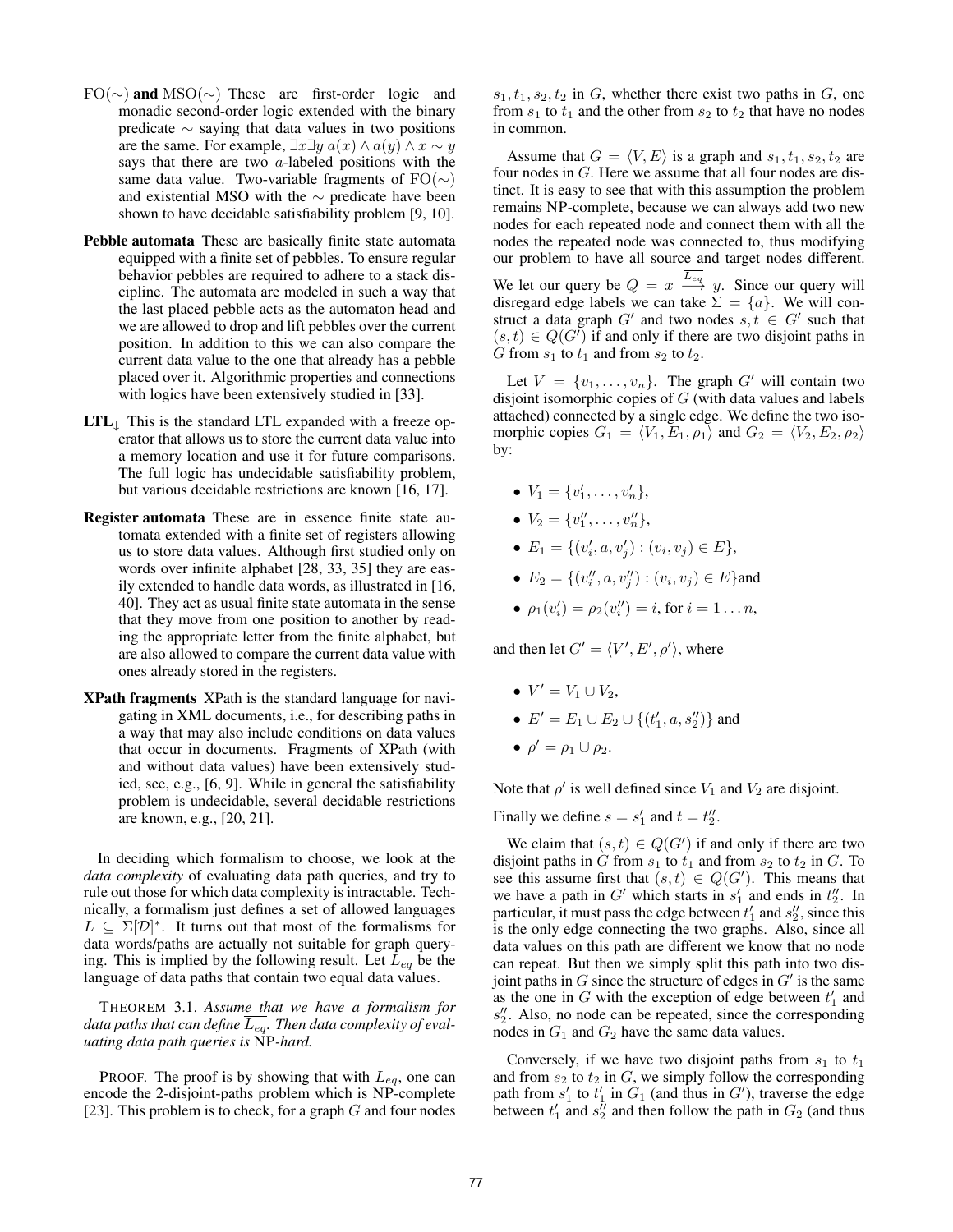- **FO(∼) and MSO(∼)** These are first-order logic and monadic second-order logic extended with the binary predicate ∼ saying that data values in two positions are the same. For example, $\exists x \exists y\, a(x) \wedge a(y) \wedge x \sim y$ says that there are two $a$-labeled positions with the same data value. Two-variable fragments of FO(∼) and existential MSO with the ∼ predicate have been shown to have decidable satisfiability problem [9, 10].
- **Pebble automata** These are basically finite state automata equipped with a finite set of pebbles. To ensure regular behavior pebbles are required to adhere to a stack discipline. The automata are modeled in such a way that the last placed pebble acts as the automaton head and we are allowed to drop and lift pebbles over the current position. In addition to this we can also compare the current data value to the one that already has a pebble placed over it. Algorithmic properties and connections with logics have been extensively studied in [33].
- **$\mathrm{LTL}_\downarrow$** This is the standard LTL expanded with a freeze operator that allows us to store the current data value into a memory location and use it for future comparisons. The full logic has undecidable satisfiability problem, but various decidable restrictions are known [16, 17].
- **Register automata** These are in essence finite state automata extended with a finite set of registers allowing us to store data values. Although first studied only on words over infinite alphabet [28, 33, 35] they are easily extended to handle data words, as illustrated in [16, 40]. They act as usual finite state automata in the sense that they move from one position to another by reading the appropriate letter from the finite alphabet, but are also allowed to compare the current data value with ones already stored in the registers.
- **XPath fragments** XPath is the standard language for navigating in XML documents, i.e., for describing paths in a way that may also include conditions on data values that occur in documents. Fragments of XPath (with and without data values) have been extensively studied, see, e.g., [6, 9]. While in general the satisfiability problem is undecidable, several decidable restrictions are known, e.g., [20, 21].

In deciding which formalism to choose, we look at the *data complexity* of evaluating data path queries, and try to rule out those for which data complexity is intractable. Technically, a formalism just defines a set of allowed languages $L \subseteq \Sigma[\mathcal{D}]^*$. It turns out that most of the formalisms for data words/paths are actually not suitable for graph querying. This is implied by the following result. Let $L_{eq}$ be the language of data paths that contain two equal data values.

THEOREM 3.1. *Assume that we have a formalism for data paths that can define $\overline{L_{eq}}$. Then data complexity of evaluating data path queries is* NP*-hard.*

PROOF. The proof is by showing that with $\overline{L_{eq}}$, one can encode the 2-disjoint-paths problem which is NP-complete [23]. This problem is to check, for a graph $G$ and four nodes $s_1, t_1, s_2, t_2$ in $G$, whether there exist two paths in $G$, one from $s_1$ to $t_1$ and the other from $s_2$ to $t_2$ that have no nodes in common.

Assume that $G = \langle V, E \rangle$ is a graph and $s_1, t_1, s_2, t_2$ are four nodes in $G$. Here we assume that all four nodes are distinct. It is easy to see that with this assumption the problem remains NP-complete, because we can always add two new nodes for each repeated node and connect them with all the nodes the repeated node was connected to, thus modifying our problem to have all source and target nodes different. We let our query be $Q = x \xrightarrow{\overline{L_{eq}}} y$. Since our query will disregard edge labels we can take $\Sigma = \{a\}$. We will construct a data graph $G'$ and two nodes $s, t \in G'$ such that $(s, t) \in Q(G')$ if and only if there are two disjoint paths in $G$ from $s_1$ to $t_1$ and from $s_2$ to $t_2$.

Let $V = \{v_1, \ldots, v_n\}$. The graph $G'$ will contain two disjoint isomorphic copies of $G$ (with data values and labels attached) connected by a single edge. We define the two isomorphic copies $G_1 = \langle V_1, E_1, \rho_1 \rangle$ and $G_2 = \langle V_2, E_2, \rho_2 \rangle$ by:

- $V_1 = \{v'_1, \ldots, v'_n\}$,
- $V_2 = \{v''_1, \ldots, v''_n\}$,
- $E_1 = \{(v'_i, a, v'_j) : (v_i, v_j) \in E\}$,
- $E_2 = \{(v''_i, a, v''_j) : (v_i, v_j) \in E\}$and
- $\rho_1(v'_i) = \rho_2(v''_i) = i$, for $i = 1 \ldots n$,

and then let $G' = \langle V', E', \rho' \rangle$, where

- $V' = V_1 \cup V_2$,
- $E' = E_1 \cup E_2 \cup \{(t'_1, a, s''_2)\}$ and
- $\rho' = \rho_1 \cup \rho_2$.

Note that $\rho'$ is well defined since $V_1$ and $V_2$ are disjoint.

Finally we define $s = s'_1$ and $t = t''_2$.

We claim that $(s, t) \in Q(G')$ if and only if there are two disjoint paths in $G$ from $s_1$ to $t_1$ and from $s_2$ to $t_2$ in $G$. To see this assume first that $(s, t) \in Q(G')$. This means that we have a path in $G'$ which starts in $s'_1$ and ends in $t''_2$. In particular, it must pass the edge between $t'_1$ and $s''_2$, since this is the only edge connecting the two graphs. Also, since all data values on this path are different we know that no node can repeat. But then we simply split this path into two disjoint paths in $G$ since the structure of edges in $G'$ is the same as the one in $G$ with the exception of edge between $t'_1$ and $s''_2$. Also, no node can be repeated, since the corresponding nodes in $G_1$ and $G_2$ have the same data values.

Conversely, if we have two disjoint paths from $s_1$ to $t_1$ and from $s_2$ to $t_2$ in $G$, we simply follow the corresponding path from $s'_1$ to $t'_1$ in $G_1$ (and thus in $G'$), traverse the edge between $t'_1$ and $s''_2$ and then follow the path in $G_2$ (and thus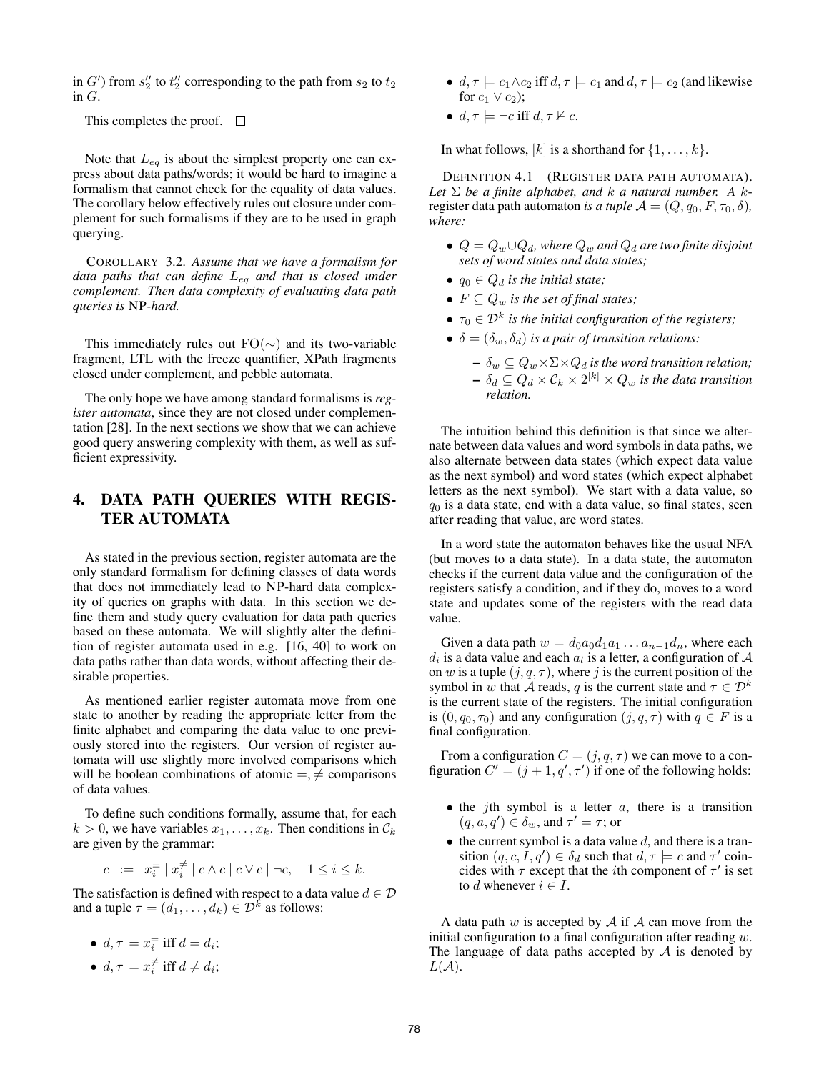in $G'$) from $s_2''$ to $t_2''$ corresponding to the path from $s_2$ to $t_2$ in $G$.

This completes the proof. $\square$

Note that $L_{eq}$ is about the simplest property one can express about data paths/words; it would be hard to imagine a formalism that cannot check for the equality of data values. The corollary below effectively rules out closure under complement for such formalisms if they are to be used in graph querying.

COROLLARY 3.2. *Assume that we have a formalism for data paths that can define $L_{eq}$ and that is closed under complement. Then data complexity of evaluating data path queries is* NP*-hard.*

This immediately rules out FO($\sim$) and its two-variable fragment, LTL with the freeze quantifier, XPath fragments closed under complement, and pebble automata.

The only hope we have among standard formalisms is *register automata*, since they are not closed under complementation [28]. In the next sections we show that we can achieve good query answering complexity with them, as well as sufficient expressivity.

## 4. DATA PATH QUERIES WITH REGISTER AUTOMATA

As stated in the previous section, register automata are the only standard formalism for defining classes of data words that does not immediately lead to NP-hard data complexity of queries on graphs with data. In this section we define them and study query evaluation for data path queries based on these automata. We will slightly alter the definition of register automata used in e.g. [16, 40] to work on data paths rather than data words, without affecting their desirable properties.

As mentioned earlier register automata move from one state to another by reading the appropriate letter from the finite alphabet and comparing the data value to one previously stored into the registers. Our version of register automata will use slightly more involved comparisons which will be boolean combinations of atomic $=, \neq$ comparisons of data values.

To define such conditions formally, assume that, for each $k > 0$, we have variables $x_1, \ldots, x_k$. Then conditions in $\mathcal{C}_k$ are given by the grammar:

$$c \ := \ x_i^= \mid x_i^{\neq} \mid c \wedge c \mid c \vee c \mid \neg c, \quad 1 \leq i \leq k.$$

The satisfaction is defined with respect to a data value $d \in \mathcal{D}$ and a tuple $\tau = (d_1, \ldots, d_k) \in \mathcal{D}^k$ as follows:

- $d, \tau \models x_i^=$ iff $d = d_i$;
- $d, \tau \models x_i^{\neq}$ iff $d \neq d_i$;
- $d, \tau \models c_1 \wedge c_2$ iff $d, \tau \models c_1$ and $d, \tau \models c_2$ (and likewise for $c_1 \vee c_2$);
- $d, \tau \models \neg c$ iff $d, \tau \not\models c$.

In what follows, $[k]$ is a shorthand for $\{1, \ldots, k\}$.

DEFINITION 4.1 (REGISTER DATA PATH AUTOMATA). *Let $\Sigma$ be a finite alphabet, and $k$ a natural number. A $k$-*register data path automaton *is a tuple $\mathcal{A} = (Q, q_0, F, \tau_0, \delta)$, where:*

- *$Q = Q_w \cup Q_d$, where $Q_w$ and $Q_d$ are two finite disjoint sets of word states and data states;*
- *$q_0 \in Q_d$ is the initial state;*
- *$F \subseteq Q_w$ is the set of final states;*
- *$\tau_0 \in \mathcal{D}^k$ is the initial configuration of the registers;*
- *$\delta = (\delta_w, \delta_d)$ is a pair of transition relations:*
  - *$\delta_w \subseteq Q_w \times \Sigma \times Q_d$ is the word transition relation;*
  - *$\delta_d \subseteq Q_d \times \mathcal{C}_k \times 2^{[k]} \times Q_w$ is the data transition relation.*

The intuition behind this definition is that since we alternate between data values and word symbols in data paths, we also alternate between data states (which expect data value as the next symbol) and word states (which expect alphabet letters as the next symbol). We start with a data value, so $q_0$ is a data state, end with a data value, so final states, seen after reading that value, are word states.

In a word state the automaton behaves like the usual NFA (but moves to a data state). In a data state, the automaton checks if the current data value and the configuration of the registers satisfy a condition, and if they do, moves to a word state and updates some of the registers with the read data value.

Given a data path $w = d_0 a_0 d_1 a_1 \ldots a_{n-1} d_n$, where each $d_i$ is a data value and each $a_l$ is a letter, a configuration of $\mathcal{A}$ on $w$ is a tuple $(j, q, \tau)$, where $j$ is the current position of the symbol in $w$ that $\mathcal{A}$ reads, $q$ is the current state and $\tau \in \mathcal{D}^k$ is the current state of the registers. The initial configuration is $(0, q_0, \tau_0)$ and any configuration $(j, q, \tau)$ with $q \in F$ is a final configuration.

From a configuration $C = (j, q, \tau)$ we can move to a configuration $C' = (j+1, q', \tau')$ if one of the following holds:

- the $j$th symbol is a letter $a$, there is a transition $(q, a, q') \in \delta_w$, and $\tau' = \tau$; or
- the current symbol is a data value $d$, and there is a transition $(q, c, I, q') \in \delta_d$ such that $d, \tau \models c$ and $\tau'$ coincides with $\tau$ except that the $i$th component of $\tau'$ is set to $d$ whenever $i \in I$.

A data path $w$ is accepted by $\mathcal{A}$ if $\mathcal{A}$ can move from the initial configuration to a final configuration after reading $w$. The language of data paths accepted by $\mathcal{A}$ is denoted by $L(\mathcal{A})$.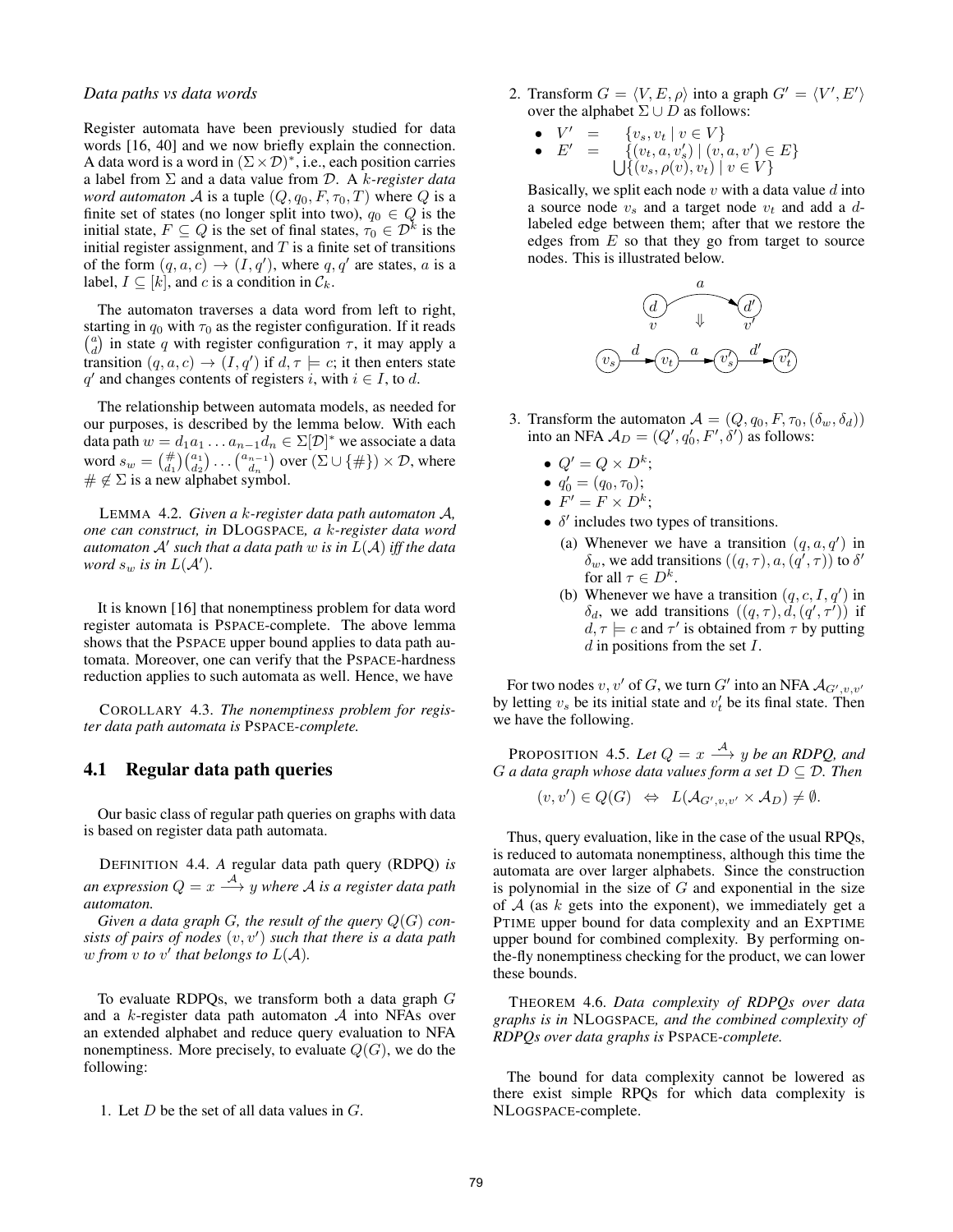*Data paths vs data words*

Register automata have been previously studied for data words [16, 40] and we now briefly explain the connection. A data word is a word in $(\Sigma \times \mathcal{D})^*$, i.e., each position carries a label from $\Sigma$ and a data value from $\mathcal{D}$. A *$k$-register data word automaton* $\mathcal{A}$ is a tuple $(Q, q_0, F, \tau_0, T)$ where $Q$ is a finite set of states (no longer split into two), $q_0 \in Q$ is the initial state, $F \subseteq Q$ is the set of final states, $\tau_0 \in \mathcal{D}^k$ is the initial register assignment, and $T$ is a finite set of transitions of the form $(q, a, c) \to (I, q')$, where $q, q'$ are states, $a$ is a label, $I \subseteq [k]$, and $c$ is a condition in $\mathcal{C}_k$.

The automaton traverses a data word from left to right, starting in $q_0$ with $\tau_0$ as the register configuration. If it reads $\binom{a}{d}$ in state $q$ with register configuration $\tau$, it may apply a transition $(q, a, c) \to (I, q')$ if $d, \tau \models c$; it then enters state $q'$ and changes contents of registers $i$, with $i \in I$, to $d$.

The relationship between automata models, as needed for our purposes, is described by the lemma below. With each data path $w = d_1 a_1 \ldots a_{n-1} d_n \in \Sigma[\mathcal{D}]^*$ we associate a data word $s_w = \binom{\#}{d_1}\binom{a_1}{d_2} \ldots \binom{a_{n-1}}{d_n}$ over $(\Sigma \cup \{\#\}) \times \mathcal{D}$, where $\# \notin \Sigma$ is a new alphabet symbol.

LEMMA 4.2. *Given a $k$-register data path automaton $\mathcal{A}$, one can construct, in* DLOGSPACE*, a $k$-register data word automaton $\mathcal{A}'$ such that a data path $w$ is in $L(\mathcal{A})$ iff the data word $s_w$ is in $L(\mathcal{A}')$.*

It is known [16] that nonemptiness problem for data word register automata is PSPACE-complete. The above lemma shows that the PSPACE upper bound applies to data path automata. Moreover, one can verify that the PSPACE-hardness reduction applies to such automata as well. Hence, we have

COROLLARY 4.3. *The nonemptiness problem for register data path automata is* PSPACE*-complete.*

## 4.1 Regular data path queries

Our basic class of regular path queries on graphs with data is based on register data path automata.

DEFINITION 4.4. *A* regular data path query (RDPQ) *is an expression $Q = x \xrightarrow{\mathcal{A}} y$ where $\mathcal{A}$ is a register data path automaton.*

*Given a data graph $G$, the result of the query $Q(G)$ consists of pairs of nodes $(v, v')$ such that there is a data path $w$ from $v$ to $v'$ that belongs to $L(\mathcal{A})$.*

To evaluate RDPQs, we transform both a data graph $G$ and a $k$-register data path automaton $\mathcal{A}$ into NFAs over an extended alphabet and reduce query evaluation to NFA nonemptiness. More precisely, to evaluate $Q(G)$, we do the following:

1. Let $D$ be the set of all data values in $G$.

2. Transform $G = \langle V, E, \rho \rangle$ into a graph $G' = \langle V', E' \rangle$ over the alphabet $\Sigma \cup D$ as follows:
   - $V' = \{v_s, v_t \mid v \in V\}$
   - $E' = \{(v_t, a, v'_s) \mid (v, a, v') \in E\} \bigcup \{(v_s, \rho(v), v_t) \mid v \in V\}$

   Basically, we split each node $v$ with a data value $d$ into a source node $v_s$ and a target node $v_t$ and add a $d$-labeled edge between them; after that we restore the edges from $E$ so that they go from target to source nodes. This is illustrated below.

3. Transform the automaton $\mathcal{A} = (Q, q_0, F, \tau_0, (\delta_w, \delta_d))$ into an NFA $\mathcal{A}_D = (Q', q'_0, F', \delta')$ as follows:
   - $Q' = Q \times D^k$;
   - $q'_0 = (q_0, \tau_0)$;
   - $F' = F \times D^k$;
   - $\delta'$ includes two types of transitions.
     (a) Whenever we have a transition $(q, a, q')$ in $\delta_w$, we add transitions $((q, \tau), a, (q', \tau))$ to $\delta'$ for all $\tau \in D^k$.
     (b) Whenever we have a transition $(q, c, I, q')$ in $\delta_d$, we add transitions $((q, \tau), d, (q', \tau'))$ if $d, \tau \models c$ and $\tau'$ is obtained from $\tau$ by putting $d$ in positions from the set $I$.

For two nodes $v, v'$ of $G$, we turn $G'$ into an NFA $\mathcal{A}_{G',v,v'}$ by letting $v_s$ be its initial state and $v'_t$ be its final state. Then we have the following.

PROPOSITION 4.5. *Let $Q = x \xrightarrow{\mathcal{A}} y$ be an RDPQ, and $G$ a data graph whose data values form a set $D \subseteq \mathcal{D}$. Then*

$$(v, v') \in Q(G) \quad \Leftrightarrow \quad L(\mathcal{A}_{G',v,v'} \times \mathcal{A}_D) \neq \emptyset.$$

Thus, query evaluation, like in the case of the usual RPQs, is reduced to automata nonemptiness, although this time the automata are over larger alphabets. Since the construction is polynomial in the size of $G$ and exponential in the size of $\mathcal{A}$ (as $k$ gets into the exponent), we immediately get a PTIME upper bound for data complexity and an EXPTIME upper bound for combined complexity. By performing on-the-fly nonemptiness checking for the product, we can lower these bounds.

THEOREM 4.6. *Data complexity of RDPQs over data graphs is in* NLOGSPACE*, and the combined complexity of RDPQs over data graphs is* PSPACE*-complete.*

The bound for data complexity cannot be lowered as there exist simple RPQs for which data complexity is NLOGSPACE-complete.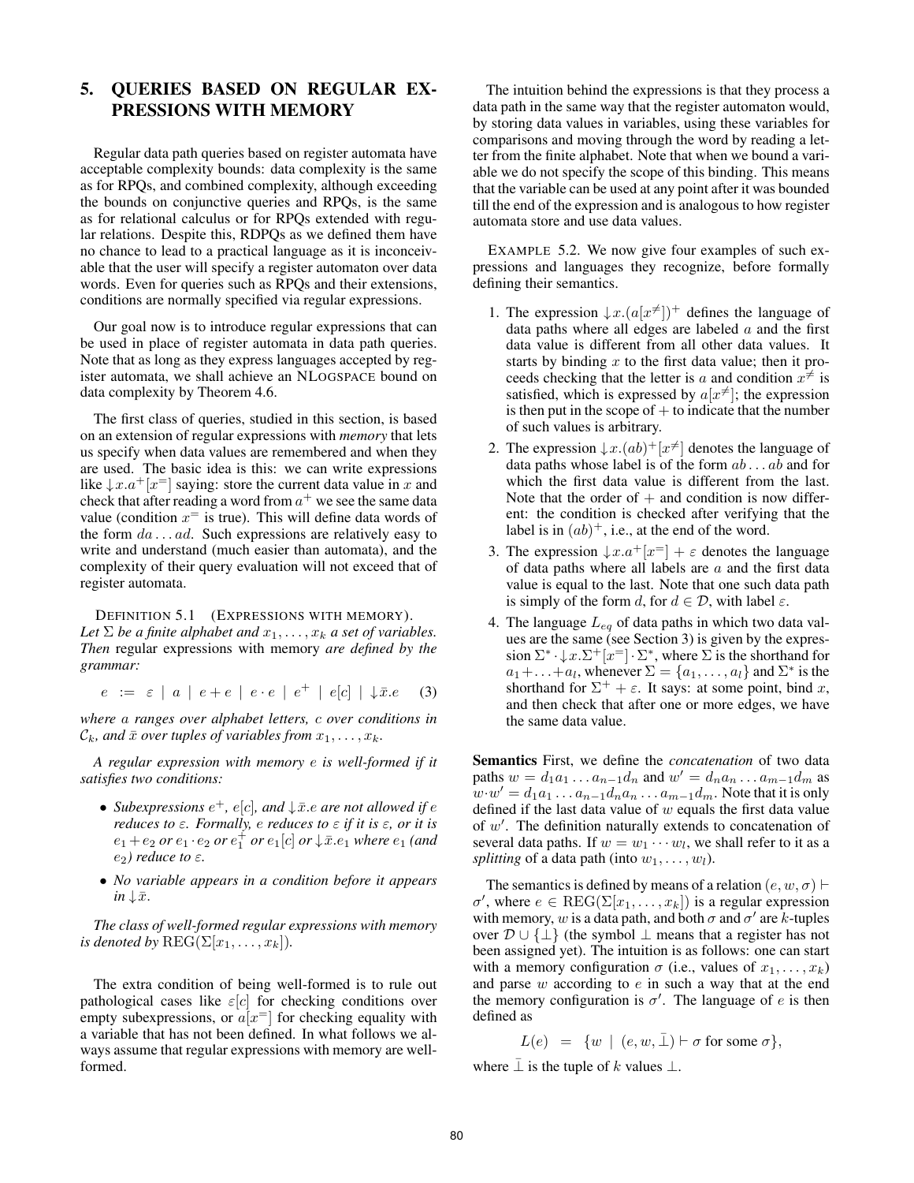## 5. QUERIES BASED ON REGULAR EXPRESSIONS WITH MEMORY

Regular data path queries based on register automata have acceptable complexity bounds: data complexity is the same as for RPQs, and combined complexity, although exceeding the bounds on conjunctive queries and RPQs, is the same as for relational calculus or for RPQs extended with regular relations. Despite this, RDPQs as we defined them have no chance to lead to a practical language as it is inconceivable that the user will specify a register automaton over data words. Even for queries such as RPQs and their extensions, conditions are normally specified via regular expressions.

Our goal now is to introduce regular expressions that can be used in place of register automata in data path queries. Note that as long as they express languages accepted by register automata, we shall achieve an NLOGSPACE bound on data complexity by Theorem 4.6.

The first class of queries, studied in this section, is based on an extension of regular expressions with *memory* that lets us specify when data values are remembered and when they are used. The basic idea is this: we can write expressions like $\downarrow x.a^+[x^=]$ saying: store the current data value in $x$ and check that after reading a word from $a^+$ we see the same data value (condition $x^=$ is true). This will define data words of the form $da \ldots ad$. Such expressions are relatively easy to write and understand (much easier than automata), and the complexity of their query evaluation will not exceed that of register automata.

DEFINITION 5.1 (EXPRESSIONS WITH MEMORY). *Let $\Sigma$ be a finite alphabet and $x_1, \ldots, x_k$ a set of variables. Then* regular expressions with memory *are defined by the grammar:*

$$e \ := \ \varepsilon \ | \ a \ | \ e + e \ | \ e \cdot e \ | \ e^+ \ | \ e[c] \ | \ \downarrow \bar{x}.e \qquad (3)$$

*where $a$ ranges over alphabet letters, $c$ over conditions in $\mathcal{C}_k$, and $\bar{x}$ over tuples of variables from $x_1, \ldots, x_k$.*

*A regular expression with memory $e$ is well-formed if it satisfies two conditions:*

- *Subexpressions $e^+$, $e[c]$, and $\downarrow \bar{x}.e$ are not allowed if $e$ reduces to $\varepsilon$. Formally, $e$ reduces to $\varepsilon$ if it is $\varepsilon$, or it is $e_1 + e_2$ or $e_1 \cdot e_2$ or $e_1^+$ or $e_1[c]$ or $\downarrow \bar{x}.e_1$ where $e_1$ (and $e_2$) reduce to $\varepsilon$.*
- *No variable appears in a condition before it appears in $\downarrow \bar{x}$.*

*The class of well-formed regular expressions with memory is denoted by $\mathrm{REG}(\Sigma[x_1, \ldots, x_k])$.*

The extra condition of being well-formed is to rule out pathological cases like $\varepsilon[c]$ for checking conditions over empty subexpressions, or $a[x^=]$ for checking equality with a variable that has not been defined. In what follows we always assume that regular expressions with memory are well-formed.

The intuition behind the expressions is that they process a data path in the same way that the register automaton would, by storing data values in variables, using these variables for comparisons and moving through the word by reading a letter from the finite alphabet. Note that when we bound a variable we do not specify the scope of this binding. This means that the variable can be used at any point after it was bounded till the end of the expression and is analogous to how register automata store and use data values.

EXAMPLE 5.2. We now give four examples of such expressions and languages they recognize, before formally defining their semantics.

1. The expression $\downarrow x.(a[x^{\neq}])^+$ defines the language of data paths where all edges are labeled $a$ and the first data value is different from all other data values. It starts by binding $x$ to the first data value; then it proceeds checking that the letter is $a$ and condition $x^{\neq}$ is satisfied, which is expressed by $a[x^{\neq}]$; the expression is then put in the scope of $+$ to indicate that the number of such values is arbitrary.
2. The expression $\downarrow x.(ab)^+[x^{\neq}]$ denotes the language of data paths whose label is of the form $ab \ldots ab$ and for which the first data value is different from the last. Note that the order of $+$ and condition is now different: the condition is checked after verifying that the label is in $(ab)^+$, i.e., at the end of the word.
3. The expression $\downarrow x.a^+[x^=] + \varepsilon$ denotes the language of data paths where all labels are $a$ and the first data value is equal to the last. Note that one such data path is simply of the form $d$, for $d \in \mathcal{D}$, with label $\varepsilon$.
4. The language $L_{eq}$ of data paths in which two data values are the same (see Section 3) is given by the expression $\Sigma^* \cdot \downarrow x.\Sigma^+[x^=] \cdot \Sigma^*$, where $\Sigma$ is the shorthand for $a_1 + \ldots + a_l$, whenever $\Sigma = \{a_1, \ldots, a_l\}$ and $\Sigma^*$ is the shorthand for $\Sigma^+ + \varepsilon$. It says: at some point, bind $x$, and then check that after one or more edges, we have the same data value.

**Semantics** First, we define the *concatenation* of two data paths $w = d_1 a_1 \ldots a_{n-1} d_n$ and $w' = d_n a_n \ldots a_{m-1} d_m$ as $w \cdot w' = d_1 a_1 \ldots a_{n-1} d_n a_n \ldots a_{m-1} d_m$. Note that it is only defined if the last data value of $w$ equals the first data value of $w'$. The definition naturally extends to concatenation of several data paths. If $w = w_1 \cdots w_l$, we shall refer to it as a *splitting* of a data path (into $w_1, \ldots, w_l$).

The semantics is defined by means of a relation $(e, w, \sigma) \vdash \sigma'$, where $e \in \mathrm{REG}(\Sigma[x_1, \ldots, x_k])$ is a regular expression with memory, $w$ is a data path, and both $\sigma$ and $\sigma'$ are $k$-tuples over $\mathcal{D} \cup \{\bot\}$ (the symbol $\bot$ means that a register has not been assigned yet). The intuition is as follows: one can start with a memory configuration $\sigma$ (i.e., values of $x_1, \ldots, x_k$) and parse $w$ according to $e$ in such a way that at the end the memory configuration is $\sigma'$. The language of $e$ is then defined as

$$L(e) \ = \ \{w \ | \ (e, w, \bar{\bot}) \vdash \sigma \text{ for some } \sigma\},$$

where $\bar{\bot}$ is the tuple of $k$ values $\bot$.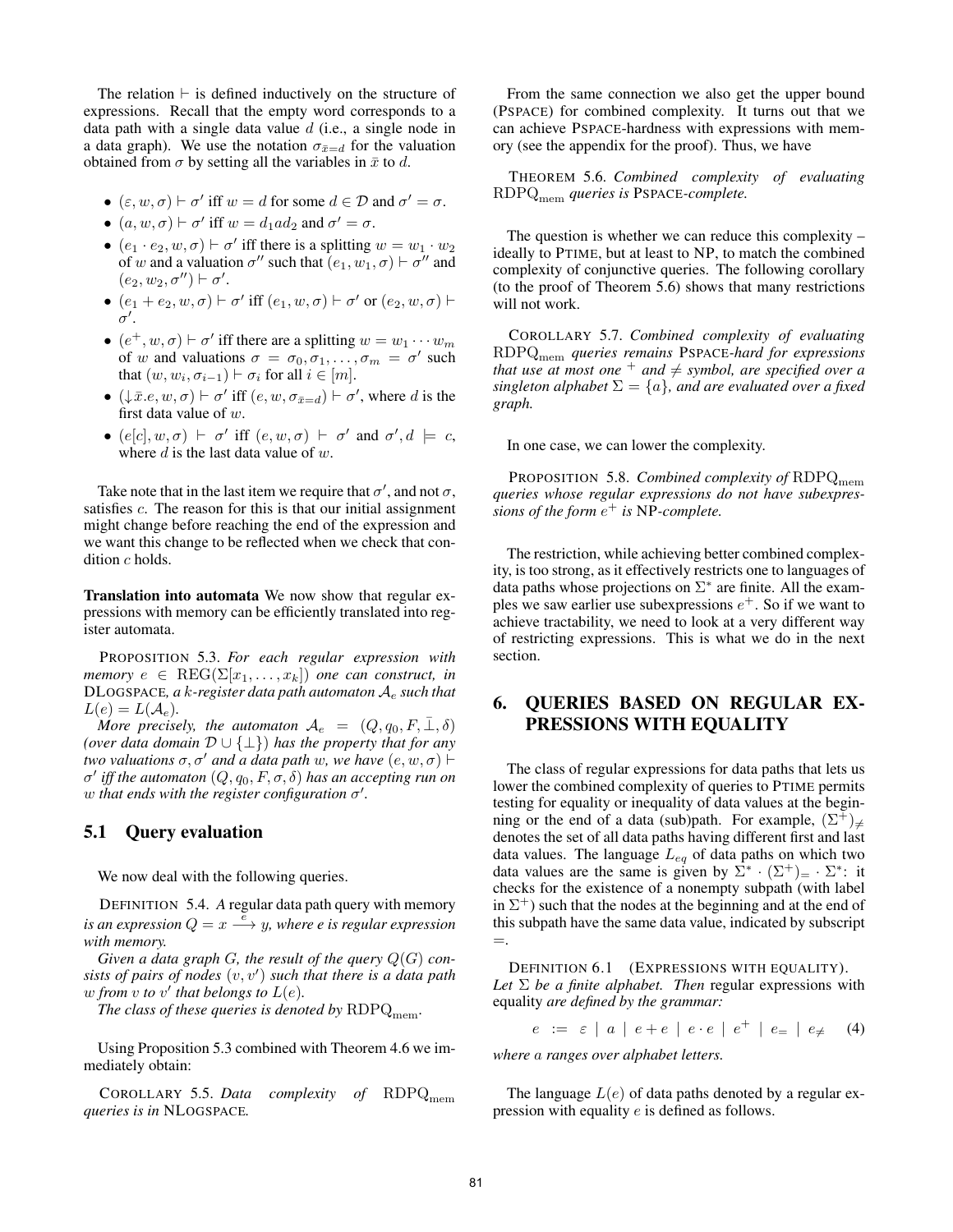The relation $\vdash$ is defined inductively on the structure of expressions. Recall that the empty word corresponds to a data path with a single data value $d$ (i.e., a single node in a data graph). We use the notation $\sigma_{\bar{x}=d}$ for the valuation obtained from $\sigma$ by setting all the variables in $\bar{x}$ to $d$.

- $(\varepsilon, w, \sigma) \vdash \sigma'$ iff $w = d$ for some $d \in \mathcal{D}$ and $\sigma' = \sigma$.
- $(a, w, \sigma) \vdash \sigma'$ iff $w = d_1 a d_2$ and $\sigma' = \sigma$.
- $(e_1 \cdot e_2, w, \sigma) \vdash \sigma'$ iff there is a splitting $w = w_1 \cdot w_2$ of $w$ and a valuation $\sigma''$ such that $(e_1, w_1, \sigma) \vdash \sigma''$ and $(e_2, w_2, \sigma'') \vdash \sigma'$.
- $(e_1 + e_2, w, \sigma) \vdash \sigma'$ iff $(e_1, w, \sigma) \vdash \sigma'$ or $(e_2, w, \sigma) \vdash \sigma'$.
- $(e^+, w, \sigma) \vdash \sigma'$ iff there are a splitting $w = w_1 \cdots w_m$ of $w$ and valuations $\sigma = \sigma_0, \sigma_1, \ldots, \sigma_m = \sigma'$ such that $(w, w_i, \sigma_{i-1}) \vdash \sigma_i$ for all $i \in [m]$.
- $(\downarrow \bar{x}.e, w, \sigma) \vdash \sigma'$ iff $(e, w, \sigma_{\bar{x}=d}) \vdash \sigma'$, where $d$ is the first data value of $w$.
- $(e[c], w, \sigma) \vdash \sigma'$ iff $(e, w, \sigma) \vdash \sigma'$ and $\sigma', d \models c$, where $d$ is the last data value of $w$.

Take note that in the last item we require that $\sigma'$, and not $\sigma$, satisfies $c$. The reason for this is that our initial assignment might change before reaching the end of the expression and we want this change to be reflected when we check that condition $c$ holds.

**Translation into automata** We now show that regular expressions with memory can be efficiently translated into register automata.

PROPOSITION 5.3. *For each regular expression with memory $e \in \text{REG}(\Sigma[x_1, \ldots, x_k])$ one can construct, in* DLOGSPACE*, a $k$-register data path automaton $\mathcal{A}_e$ such that $L(e) = L(\mathcal{A}_e)$.*

*More precisely, the automaton $\mathcal{A}_e = (Q, q_0, F, \bar{\bot}, \delta)$ (over data domain $\mathcal{D} \cup \{\bot\}$) has the property that for any two valuations $\sigma, \sigma'$ and a data path $w$, we have $(e, w, \sigma) \vdash \sigma'$ iff the automaton $(Q, q_0, F, \sigma, \delta)$ has an accepting run on $w$ that ends with the register configuration $\sigma'$.*

## 5.1 Query evaluation

We now deal with the following queries.

DEFINITION 5.4. *A* regular data path query with memory *is an expression $Q = x \xrightarrow{e} y$, where e is regular expression with memory.*

*Given a data graph $G$, the result of the query $Q(G)$ consists of pairs of nodes $(v, v')$ such that there is a data path $w$ from $v$ to $v'$ that belongs to $L(e)$.*

*The class of these queries is denoted by $\text{RDPQ}_{\text{mem}}$.*

Using Proposition 5.3 combined with Theorem 4.6 we immediately obtain:

COROLLARY 5.5. *Data complexity of $\text{RDPQ}_{\text{mem}}$ queries is in* NLOGSPACE*.*

From the same connection we also get the upper bound (PSPACE) for combined complexity. It turns out that we can achieve PSPACE-hardness with expressions with memory (see the appendix for the proof). Thus, we have

THEOREM 5.6. *Combined complexity of evaluating $\text{RDPQ}_{\text{mem}}$ queries is* PSPACE*-complete.*

The question is whether we can reduce this complexity – ideally to PTIME, but at least to NP, to match the combined complexity of conjunctive queries. The following corollary (to the proof of Theorem 5.6) shows that many restrictions will not work.

COROLLARY 5.7. *Combined complexity of evaluating $\text{RDPQ}_{\text{mem}}$ queries remains* PSPACE*-hard for expressions that use at most one $^+$ and $\neq$ symbol, are specified over a singleton alphabet $\Sigma = \{a\}$, and are evaluated over a fixed graph.*

In one case, we can lower the complexity.

PROPOSITION 5.8. *Combined complexity of $\text{RDPQ}_{\text{mem}}$ queries whose regular expressions do not have subexpressions of the form $e^+$ is* NP*-complete.*

The restriction, while achieving better combined complexity, is too strong, as it effectively restricts one to languages of data paths whose projections on $\Sigma^*$ are finite. All the examples we saw earlier use subexpressions $e^+$. So if we want to achieve tractability, we need to look at a very different way of restricting expressions. This is what we do in the next section.

# 6. QUERIES BASED ON REGULAR EXPRESSIONS WITH EQUALITY

The class of regular expressions for data paths that lets us lower the combined complexity of queries to PTIME permits testing for equality or inequality of data values at the beginning or the end of a data (sub)path. For example, $(\Sigma^+)_{\neq}$ denotes the set of all data paths having different first and last data values. The language $L_{eq}$ of data paths on which two data values are the same is given by $\Sigma^* \cdot (\Sigma^+)_= \cdot \Sigma^*$: it checks for the existence of a nonempty subpath (with label in $\Sigma^+$) such that the nodes at the beginning and at the end of this subpath have the same data value, indicated by subscript $=$.

DEFINITION 6.1 (EXPRESSIONS WITH EQUALITY). *Let $\Sigma$ be a finite alphabet. Then* regular expressions with equality *are defined by the grammar:*

$$e \ := \ \varepsilon \ | \ a \ | \ e + e \ | \ e \cdot e \ | \ e^+ \ | \ e_= \ | \ e_{\neq} \qquad (4)$$

*where $a$ ranges over alphabet letters.*

The language $L(e)$ of data paths denoted by a regular expression with equality $e$ is defined as follows.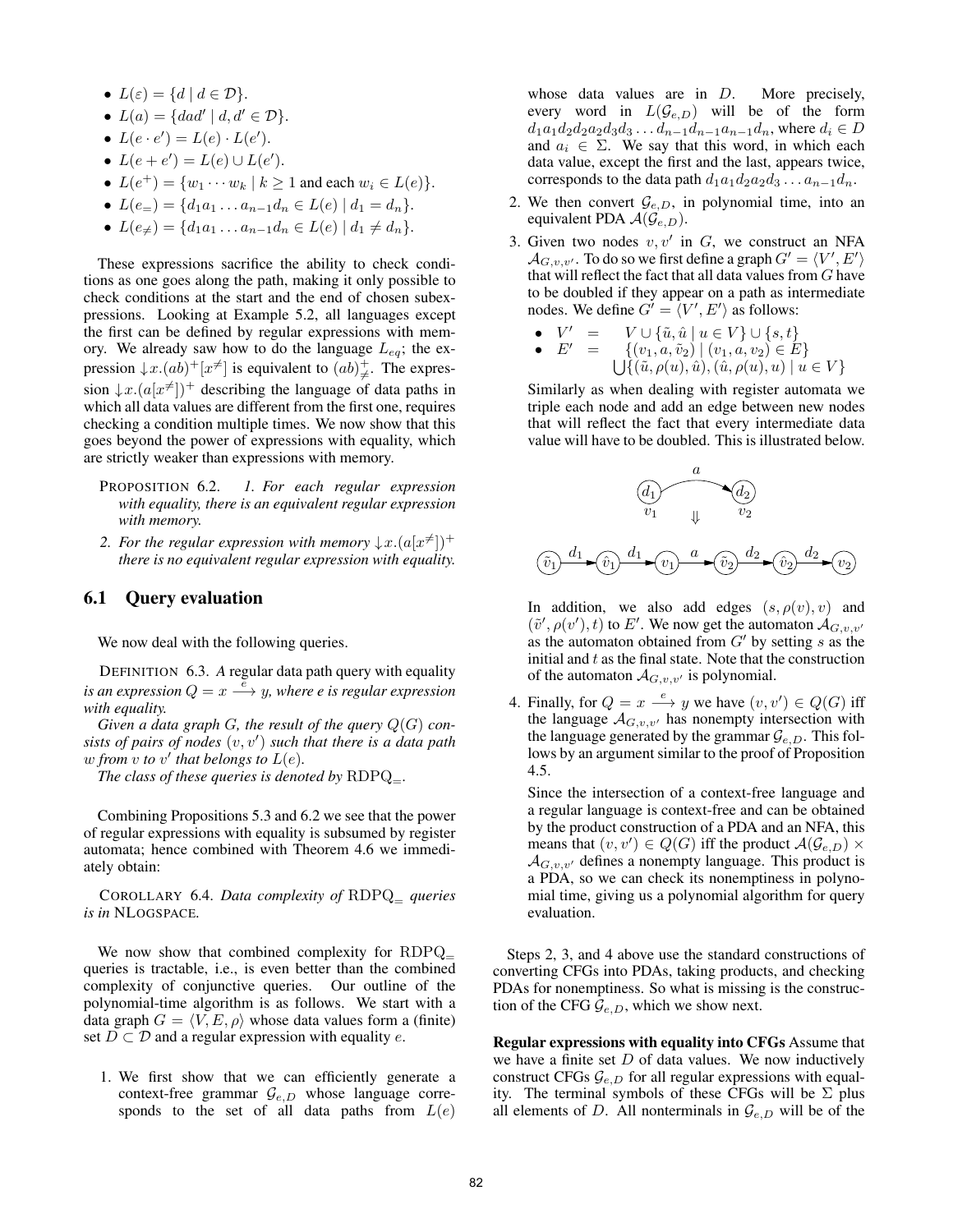- $L(\varepsilon) = \{d \mid d \in \mathcal{D}\}$.
- $L(a) = \{dad' \mid d, d' \in \mathcal{D}\}$.
- $L(e \cdot e') = L(e) \cdot L(e')$.
- $L(e + e') = L(e) \cup L(e')$.
- $L(e^+) = \{w_1 \cdots w_k \mid k \geq 1 \text{ and each } w_i \in L(e)\}$.
- $L(e_=) = \{d_1 a_1 \ldots a_{n-1} d_n \in L(e) \mid d_1 = d_n\}$.
- $L(e_{\neq}) = \{d_1 a_1 \ldots a_{n-1} d_n \in L(e) \mid d_1 \neq d_n\}$.

These expressions sacrifice the ability to check conditions as one goes along the path, making it only possible to check conditions at the start and the end of chosen subexpressions. Looking at Example 5.2, all languages except the first can be defined by regular expressions with memory. We already saw how to do the language $L_{eq}$; the expression $\downarrow x.(ab)^+[x^{\neq}]$ is equivalent to $(ab)^+_{\neq}$. The expression $\downarrow x.(a[x^{\neq}])^+$ describing the language of data paths in which all data values are different from the first one, requires checking a condition multiple times. We now show that this goes beyond the power of expressions with equality, which are strictly weaker than expressions with memory.

PROPOSITION 6.2. *1. For each regular expression with equality, there is an equivalent regular expression with memory.*

*2. For the regular expression with memory $\downarrow x.(a[x^{\neq}])^+$ there is no equivalent regular expression with equality.*

## 6.1 Query evaluation

We now deal with the following queries.

DEFINITION 6.3. *A* regular data path query with equality *is an expression $Q = x \xrightarrow{e} y$, where $e$ is regular expression with equality.*

*Given a data graph $G$, the result of the query $Q(G)$ consists of pairs of nodes $(v, v')$ such that there is a data path $w$ from $v$ to $v'$ that belongs to $L(e)$.*

*The class of these queries is denoted by $\mathrm{RDPQ}_=$.*

Combining Propositions 5.3 and 6.2 we see that the power of regular expressions with equality is subsumed by register automata; hence combined with Theorem 4.6 we immediately obtain:

COROLLARY 6.4. *Data complexity of $\mathrm{RDPQ}_=$ queries is in* NLOGSPACE*.*

We now show that combined complexity for $\mathrm{RDPQ}_=$ queries is tractable, i.e., is even better than the combined complexity of conjunctive queries. Our outline of the polynomial-time algorithm is as follows. We start with a data graph $G = \langle V, E, \rho \rangle$ whose data values form a (finite) set $D \subset \mathcal{D}$ and a regular expression with equality $e$.

1. We first show that we can efficiently generate a context-free grammar $\mathcal{G}_{e,D}$ whose language corresponds to the set of all data paths from $L(e)$ whose data values are in $D$. More precisely, every word in $L(\mathcal{G}_{e,D})$ will be of the form $d_1 a_1 d_2 d_2 a_2 d_3 d_3 \ldots d_{n-1} d_{n-1} a_{n-1} d_n$, where $d_i \in D$ and $a_i \in \Sigma$. We say that this word, in which each data value, except the first and the last, appears twice, corresponds to the data path $d_1 a_1 d_2 a_2 d_3 \ldots a_{n-1} d_n$.

2. We then convert $\mathcal{G}_{e,D}$, in polynomial time, into an equivalent PDA $\mathcal{A}(\mathcal{G}_{e,D})$.

3. Given two nodes $v, v'$ in $G$, we construct an NFA $\mathcal{A}_{G,v,v'}$. To do so we first define a graph $G' = \langle V', E' \rangle$ that will reflect the fact that all data values from $G$ have to be doubled if they appear on a path as intermediate nodes. We define $G' = \langle V', E' \rangle$ as follows:

   - $V' \;=\; V \cup \{\tilde{u}, \hat{u} \mid u \in V\} \cup \{s, t\}$
   - $E' \;=\; \{(v_1, a, \tilde{v}_2) \mid (v_1, a, v_2) \in E\} \bigcup \{(\tilde{u}, \rho(u), \hat{u}), (\hat{u}, \rho(u), u) \mid u \in V\}$

   Similarly as when dealing with register automata we triple each node and add an edge between new nodes that will reflect the fact that every intermediate data value will have to be doubled. This is illustrated below.

   $$(d_1)_{v_1} \xrightarrow{a} (d_2)_{v_2}$$
   $$\Downarrow$$
   $$\tilde{v}_1 \xrightarrow{d_1} \hat{v}_1 \xrightarrow{d_1} v_1 \xrightarrow{a} \tilde{v}_2 \xrightarrow{d_2} \hat{v}_2 \xrightarrow{d_2} v_2$$

   In addition, we also add edges $(s, \rho(v), v)$ and $(\tilde{v}', \rho(v'), t)$ to $E'$. We now get the automaton $\mathcal{A}_{G,v,v'}$ as the automaton obtained from $G'$ by setting $s$ as the initial and $t$ as the final state. Note that the construction of the automaton $\mathcal{A}_{G,v,v'}$ is polynomial.

4. Finally, for $Q = x \xrightarrow{e} y$ we have $(v, v') \in Q(G)$ iff the language $\mathcal{A}_{G,v,v'}$ has nonempty intersection with the language generated by the grammar $\mathcal{G}_{e,D}$. This follows by an argument similar to the proof of Proposition 4.5.

   Since the intersection of a context-free language and a regular language is context-free and can be obtained by the product construction of a PDA and an NFA, this means that $(v, v') \in Q(G)$ iff the product $\mathcal{A}(\mathcal{G}_{e,D}) \times \mathcal{A}_{G,v,v'}$ defines a nonempty language. This product is a PDA, so we can check its nonemptiness in polynomial time, giving us a polynomial algorithm for query evaluation.

Steps 2, 3, and 4 above use the standard constructions of converting CFGs into PDAs, taking products, and checking PDAs for nonemptiness. So what is missing is the construction of the CFG $\mathcal{G}_{e,D}$, which we show next.

**Regular expressions with equality into CFGs** Assume that we have a finite set $D$ of data values. We now inductively construct CFGs $\mathcal{G}_{e,D}$ for all regular expressions with equality. The terminal symbols of these CFGs will be $\Sigma$ plus all elements of $D$. All nonterminals in $\mathcal{G}_{e,D}$ will be of the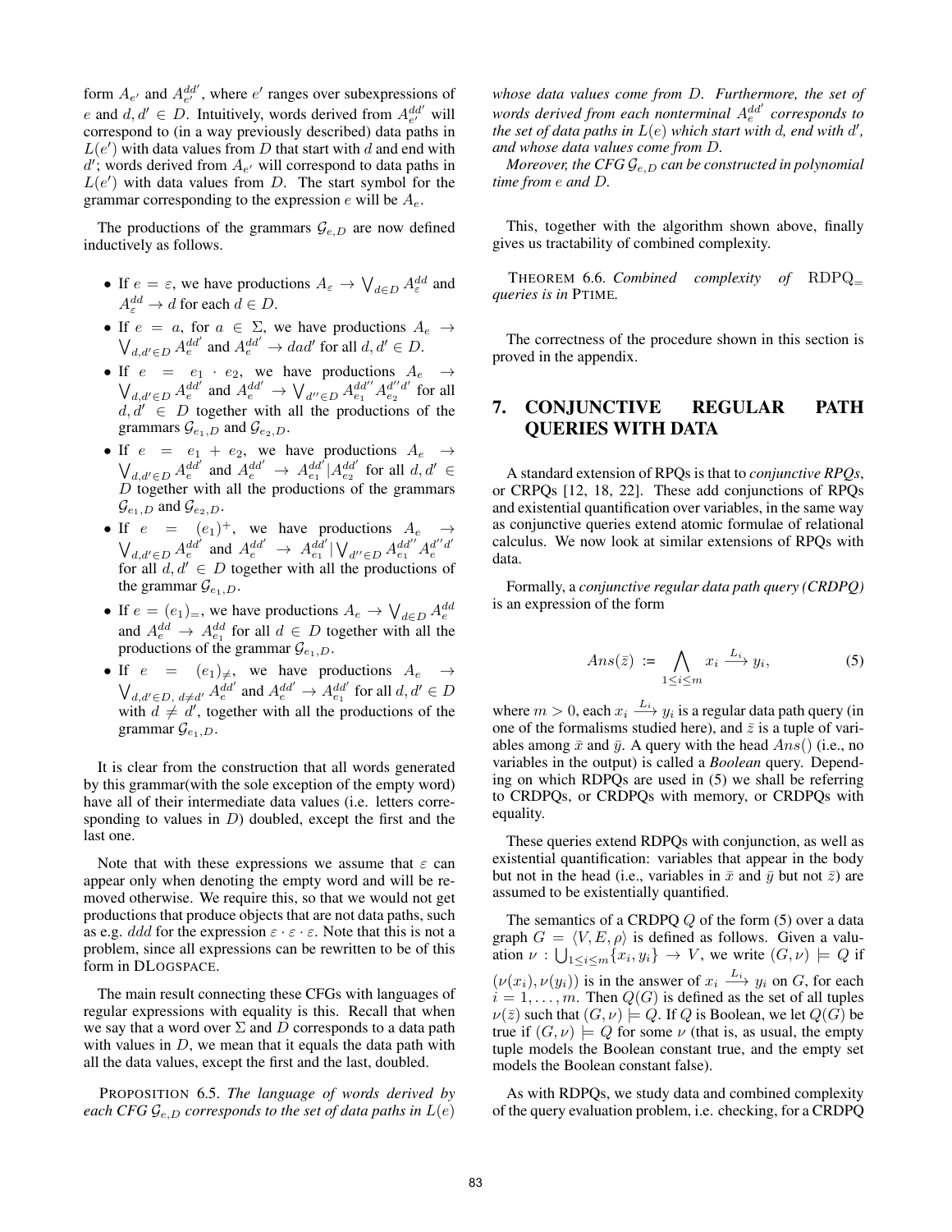form $A_{e'}$ and $A_{e'}^{dd'}$, where $e'$ ranges over subexpressions of $e$ and $d, d' \in D$. Intuitively, words derived from $A_{e'}^{dd'}$ will correspond to (in a way previously described) data paths in $L(e')$ with data values from $D$ that start with $d$ and end with $d'$; words derived from $A_{e'}$ will correspond to data paths in $L(e')$ with data values from $D$. The start symbol for the grammar corresponding to the expression $e$ will be $A_e$.

The productions of the grammars $\mathcal{G}_{e,D}$ are now defined inductively as follows.

- If $e = \varepsilon$, we have productions $A_\varepsilon \rightarrow \bigvee_{d \in D} A_\varepsilon^{dd}$ and $A_\varepsilon^{dd} \rightarrow d$ for each $d \in D$.
- If $e = a$, for $a \in \Sigma$, we have productions $A_e \rightarrow \bigvee_{d,d' \in D} A_e^{dd'}$ and $A_e^{dd'} \rightarrow dad'$ for all $d, d' \in D$.
- If $e = e_1 \cdot e_2$, we have productions $A_e \rightarrow \bigvee_{d,d' \in D} A_e^{dd'}$ and $A_e^{dd'} \rightarrow \bigvee_{d'' \in D} A_{e_1}^{dd''} A_{e_2}^{d''d'}$ for all $d, d' \in D$ together with all the productions of the grammars $\mathcal{G}_{e_1,D}$ and $\mathcal{G}_{e_2,D}$.
- If $e = e_1 + e_2$, we have productions $A_e \rightarrow \bigvee_{d,d' \in D} A_e^{dd'}$ and $A_e^{dd'} \rightarrow A_{e_1}^{dd'} | A_{e_2}^{dd'}$ for all $d, d' \in D$ together with all the productions of the grammars $\mathcal{G}_{e_1,D}$ and $\mathcal{G}_{e_2,D}$.
- If $e = (e_1)^+$, we have productions $A_e \rightarrow \bigvee_{d,d' \in D} A_e^{dd'}$ and $A_e^{dd'} \rightarrow A_{e_1}^{dd'} | \bigvee_{d'' \in D} A_{e_1}^{dd''} A_e^{d''d'}$ for all $d, d' \in D$ together with all the productions of the grammar $\mathcal{G}_{e_1,D}$.
- If $e = (e_1)_=$, we have productions $A_e \rightarrow \bigvee_{d \in D} A_e^{dd}$ and $A_e^{dd} \rightarrow A_{e_1}^{dd}$ for all $d \in D$ together with all the productions of the grammar $\mathcal{G}_{e_1,D}$.
- If $e = (e_1)_{\neq}$, we have productions $A_e \rightarrow \bigvee_{d,d' \in D,\, d \neq d'} A_e^{dd'}$ and $A_e^{dd'} \rightarrow A_{e_1}^{dd'}$ for all $d, d' \in D$ with $d \neq d'$, together with all the productions of the grammar $\mathcal{G}_{e_1,D}$.

It is clear from the construction that all words generated by this grammar(with the sole exception of the empty word) have all of their intermediate data values (i.e. letters corresponding to values in $D$) doubled, except the first and the last one.

Note that with these expressions we assume that $\varepsilon$ can appear only when denoting the empty word and will be removed otherwise. We require this, so that we would not get productions that produce objects that are not data paths, such as e.g. $ddd$ for the expression $\varepsilon \cdot \varepsilon \cdot \varepsilon$. Note that this is not a problem, since all expressions can be rewritten to be of this form in DLOGSPACE.

The main result connecting these CFGs with languages of regular expressions with equality is this. Recall that when we say that a word over $\Sigma$ and $D$ corresponds to a data path with values in $D$, we mean that it equals the data path with all the data values, except the first and the last, doubled.

PROPOSITION 6.5. *The language of words derived by each CFG $\mathcal{G}_{e,D}$ corresponds to the set of data paths in $L(e)$ whose data values come from $D$. Furthermore, the set of words derived from each nonterminal $A_e^{dd'}$ corresponds to the set of data paths in $L(e)$ which start with $d$, end with $d'$, and whose data values come from $D$.*

*Moreover, the CFG $\mathcal{G}_{e,D}$ can be constructed in polynomial time from $e$ and $D$.*

This, together with the algorithm shown above, finally gives us tractability of combined complexity.

THEOREM 6.6. *Combined complexity of* $\text{RDPQ}_=$ *queries is in* PTIME.

The correctness of the procedure shown in this section is proved in the appendix.

## 7. CONJUNCTIVE REGULAR PATH QUERIES WITH DATA

A standard extension of RPQs is that to *conjunctive RPQs*, or CRPQs [12, 18, 22]. These add conjunctions of RPQs and existential quantification over variables, in the same way as conjunctive queries extend atomic formulae of relational calculus. We now look at similar extensions of RPQs with data.

Formally, a *conjunctive regular data path query (CRDPQ)* is an expression of the form

$$Ans(\bar{z}) := \bigwedge_{1 \leq i \leq m} x_i \xrightarrow{L_i} y_i, \tag{5}$$

where $m > 0$, each $x_i \xrightarrow{L_i} y_i$ is a regular data path query (in one of the formalisms studied here), and $\bar{z}$ is a tuple of variables among $\bar{x}$ and $\bar{y}$. A query with the head $Ans()$ (i.e., no variables in the output) is called a ***Boolean*** query. Depending on which RDPQs are used in (5) we shall be referring to CRDPQs, or CRDPQs with memory, or CRDPQs with equality.

These queries extend RDPQs with conjunction, as well as existential quantification: variables that appear in the body but not in the head (i.e., variables in $\bar{x}$ and $\bar{y}$ but not $\bar{z}$) are assumed to be existentially quantified.

The semantics of a CRDPQ $Q$ of the form (5) over a data graph $G = \langle V, E, \rho \rangle$ is defined as follows. Given a valuation $\nu : \bigcup_{1 \leq i \leq m} \{x_i, y_i\} \rightarrow V$, we write $(G, \nu) \models Q$ if $(\nu(x_i), \nu(y_i))$ is in the answer of $x_i \xrightarrow{L_i} y_i$ on $G$, for each $i = 1, \ldots, m$. Then $Q(G)$ is defined as the set of all tuples $\nu(\bar{z})$ such that $(G, \nu) \models Q$. If $Q$ is Boolean, we let $Q(G)$ be true if $(G, \nu) \models Q$ for some $\nu$ (that is, as usual, the empty tuple models the Boolean constant true, and the empty set models the Boolean constant false).

As with RDPQs, we study data and combined complexity of the query evaluation problem, i.e. checking, for a CRDPQ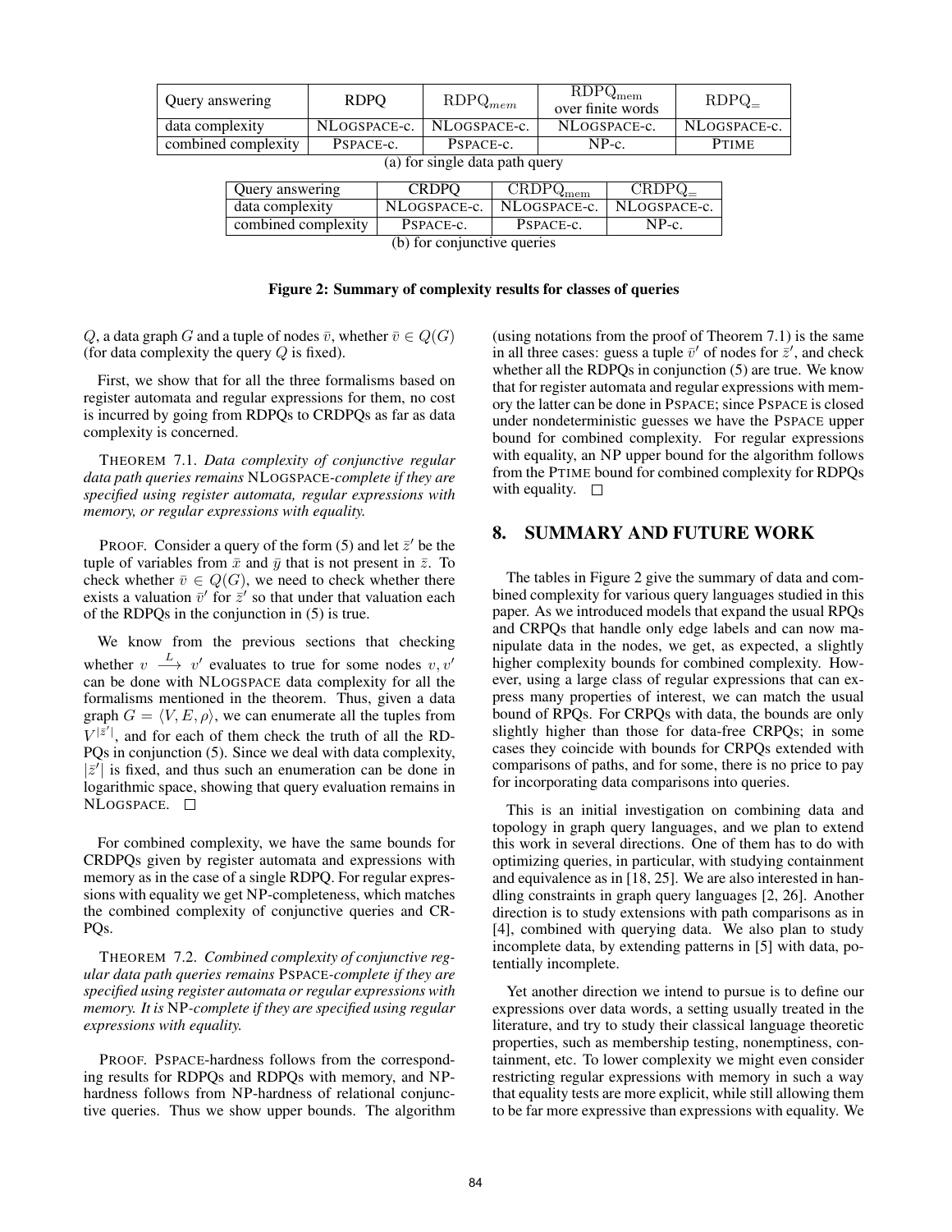| Query answering | RDPQ | $\text{RDPQ}_{mem}$ | $\text{RDPQ}_{\text{mem}}$ over finite words | $\text{RDPQ}_{=}$ |
|---|---|---|---|---|
| data complexity | NLOGSPACE-c. | NLOGSPACE-c. | NLOGSPACE-c. | NLOGSPACE-c. |
| combined complexity | PSPACE-c. | PSPACE-c. | NP-c. | PTIME |

(a) for single data path query

| Query answering | CRDPQ | $\text{CRDPQ}_{\text{mem}}$ | $\text{CRDPQ}_{=}$ |
|---|---|---|---|
| data complexity | NLOGSPACE-c. | NLOGSPACE-c. | NLOGSPACE-c. |
| combined complexity | PSPACE-c. | PSPACE-c. | NP-c. |

(b) for conjunctive queries

**Figure 2: Summary of complexity results for classes of queries**

$Q$, a data graph $G$ and a tuple of nodes $\bar{v}$, whether $\bar{v} \in Q(G)$ (for data complexity the query $Q$ is fixed).

First, we show that for all the three formalisms based on register automata and regular expressions for them, no cost is incurred by going from RDPQs to CRDPQs as far as data complexity is concerned.

THEOREM 7.1. *Data complexity of conjunctive regular data path queries remains* NLOGSPACE*-complete if they are specified using register automata, regular expressions with memory, or regular expressions with equality.*

PROOF. Consider a query of the form (5) and let $\bar{z}'$ be the tuple of variables from $\bar{x}$ and $\bar{y}$ that is not present in $\bar{z}$. To check whether $\bar{v} \in Q(G)$, we need to check whether there exists a valuation $\bar{v}'$ for $\bar{z}'$ so that under that valuation each of the RDPQs in the conjunction in (5) is true.

We know from the previous sections that checking whether $v \xrightarrow{L} v'$ evaluates to true for some nodes $v, v'$ can be done with NLOGSPACE data complexity for all the formalisms mentioned in the theorem. Thus, given a data graph $G = \langle V, E, \rho \rangle$, we can enumerate all the tuples from $V^{|\bar{z}'|}$, and for each of them check the truth of all the RDPQs in conjunction (5). Since we deal with data complexity, $|\bar{z}'|$ is fixed, and thus such an enumeration can be done in logarithmic space, showing that query evaluation remains in NLOGSPACE. □

For combined complexity, we have the same bounds for CRDPQs given by register automata and expressions with memory as in the case of a single RDPQ. For regular expressions with equality we get NP-completeness, which matches the combined complexity of conjunctive queries and CRPQs.

THEOREM 7.2. *Combined complexity of conjunctive regular data path queries remains* PSPACE*-complete if they are specified using register automata or regular expressions with memory. It is* NP*-complete if they are specified using regular expressions with equality.*

PROOF. PSPACE-hardness follows from the corresponding results for RDPQs and RDPQs with memory, and NP-hardness follows from NP-hardness of relational conjunctive queries. Thus we show upper bounds. The algorithm (using notations from the proof of Theorem 7.1) is the same in all three cases: guess a tuple $\bar{v}'$ of nodes for $\bar{z}'$, and check whether all the RDPQs in conjunction (5) are true. We know that for register automata and regular expressions with memory the latter can be done in PSPACE; since PSPACE is closed under nondeterministic guesses we have the PSPACE upper bound for combined complexity. For regular expressions with equality, an NP upper bound for the algorithm follows from the PTIME bound for combined complexity for RDPQs with equality. □

## 8. SUMMARY AND FUTURE WORK

The tables in Figure 2 give the summary of data and combined complexity for various query languages studied in this paper. As we introduced models that expand the usual RPQs and CRPQs that handle only edge labels and can now manipulate data in the nodes, we get, as expected, a slightly higher complexity bounds for combined complexity. However, using a large class of regular expressions that can express many properties of interest, we can match the usual bound of RPQs. For CRPQs with data, the bounds are only slightly higher than those for data-free CRPQs; in some cases they coincide with bounds for CRPQs extended with comparisons of paths, and for some, there is no price to pay for incorporating data comparisons into queries.

This is an initial investigation on combining data and topology in graph query languages, and we plan to extend this work in several directions. One of them has to do with optimizing queries, in particular, with studying containment and equivalence as in [18, 25]. We are also interested in handling constraints in graph query languages [2, 26]. Another direction is to study extensions with path comparisons as in [4], combined with querying data. We also plan to study incomplete data, by extending patterns in [5] with data, potentially incomplete.

Yet another direction we intend to pursue is to define our expressions over data words, a setting usually treated in the literature, and try to study their classical language theoretic properties, such as membership testing, nonemptiness, containment, etc. To lower complexity we might even consider restricting regular expressions with memory in such a way that equality tests are more explicit, while still allowing them to be far more expressive than expressions with equality. We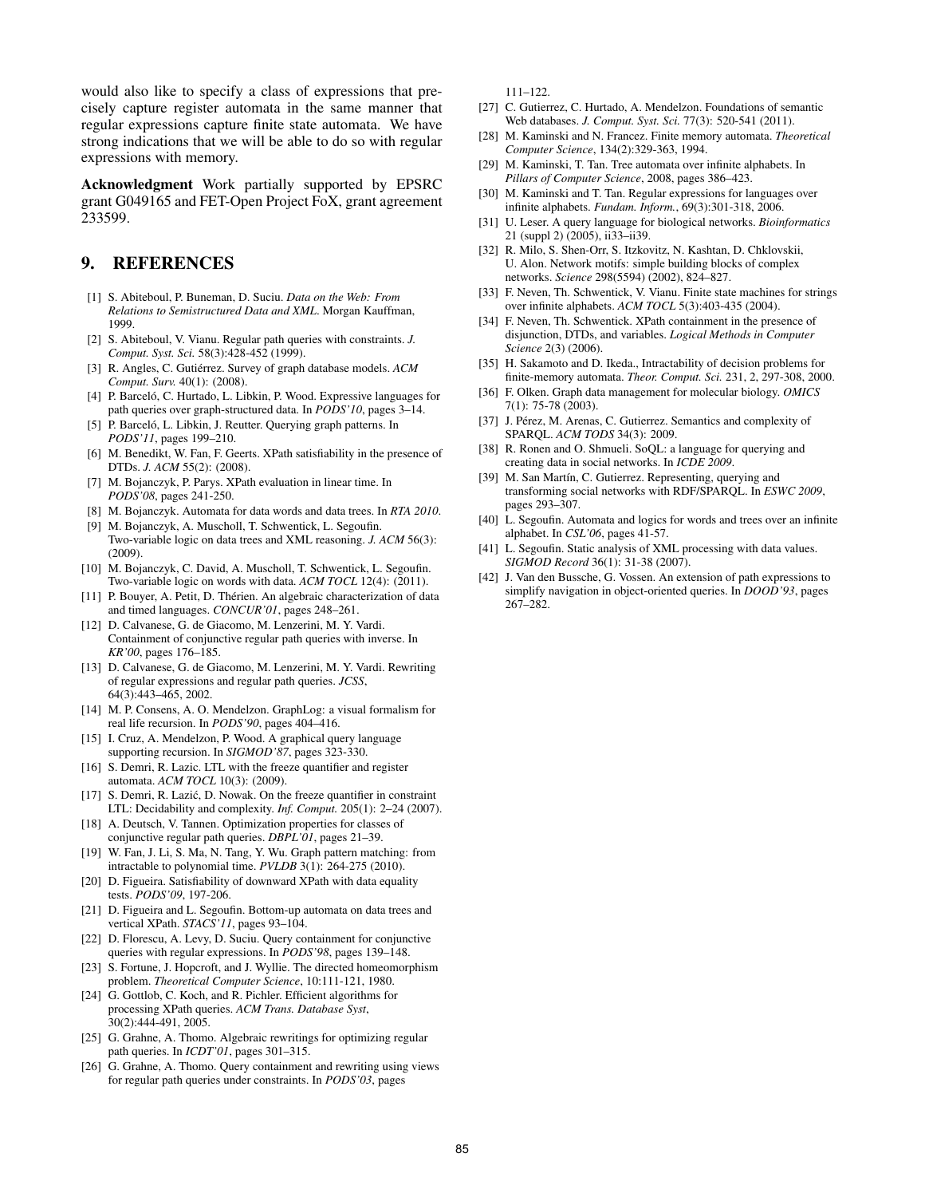would also like to specify a class of expressions that precisely capture register automata in the same manner that regular expressions capture finite state automata. We have strong indications that we will be able to do so with regular expressions with memory.

**Acknowledgment** Work partially supported by EPSRC grant G049165 and FET-Open Project FoX, grant agreement 233599.

## 9. REFERENCES

[1] S. Abiteboul, P. Buneman, D. Suciu. *Data on the Web: From Relations to Semistructured Data and XML*. Morgan Kauffman, 1999.

[2] S. Abiteboul, V. Vianu. Regular path queries with constraints. *J. Comput. Syst. Sci.* 58(3):428-452 (1999).

[3] R. Angles, C. Gutiérrez. Survey of graph database models. *ACM Comput. Surv.* 40(1): (2008).

[4] P. Barceló, C. Hurtado, L. Libkin, P. Wood. Expressive languages for path queries over graph-structured data. In *PODS'10*, pages 3–14.

[5] P. Barceló, L. Libkin, J. Reutter. Querying graph patterns. In *PODS'11*, pages 199–210.

[6] M. Benedikt, W. Fan, F. Geerts. XPath satisfiability in the presence of DTDs. *J. ACM* 55(2): (2008).

[7] M. Bojanczyk, P. Parys. XPath evaluation in linear time. In *PODS'08*, pages 241-250.

[8] M. Bojanczyk. Automata for data words and data trees. In *RTA 2010*.

[9] M. Bojanczyk, A. Muscholl, T. Schwentick, L. Segoufin. Two-variable logic on data trees and XML reasoning. *J. ACM* 56(3): (2009).

[10] M. Bojanczyk, C. David, A. Muscholl, T. Schwentick, L. Segoufin. Two-variable logic on words with data. *ACM TOCL* 12(4): (2011).

[11] P. Bouyer, A. Petit, D. Thérien. An algebraic characterization of data and timed languages. *CONCUR'01*, pages 248–261.

[12] D. Calvanese, G. de Giacomo, M. Lenzerini, M. Y. Vardi. Containment of conjunctive regular path queries with inverse. In *KR'00*, pages 176–185.

[13] D. Calvanese, G. de Giacomo, M. Lenzerini, M. Y. Vardi. Rewriting of regular expressions and regular path queries. *JCSS*, 64(3):443–465, 2002.

[14] M. P. Consens, A. O. Mendelzon. GraphLog: a visual formalism for real life recursion. In *PODS'90*, pages 404–416.

[15] I. Cruz, A. Mendelzon, P. Wood. A graphical query language supporting recursion. In *SIGMOD'87*, pages 323-330.

[16] S. Demri, R. Lazic. LTL with the freeze quantifier and register automata. *ACM TOCL* 10(3): (2009).

[17] S. Demri, R. Lazić, D. Nowak. On the freeze quantifier in constraint LTL: Decidability and complexity. *Inf. Comput.* 205(1): 2–24 (2007).

[18] A. Deutsch, V. Tannen. Optimization properties for classes of conjunctive regular path queries. *DBPL'01*, pages 21–39.

[19] W. Fan, J. Li, S. Ma, N. Tang, Y. Wu. Graph pattern matching: from intractable to polynomial time. *PVLDB* 3(1): 264-275 (2010).

[20] D. Figueira. Satisfiability of downward XPath with data equality tests. *PODS'09*, 197-206.

[21] D. Figueira and L. Segoufin. Bottom-up automata on data trees and vertical XPath. *STACS'11*, pages 93–104.

[22] D. Florescu, A. Levy, D. Suciu. Query containment for conjunctive queries with regular expressions. In *PODS'98*, pages 139–148.

[23] S. Fortune, J. Hopcroft, and J. Wyllie. The directed homeomorphism problem. *Theoretical Computer Science*, 10:111-121, 1980.

[24] G. Gottlob, C. Koch, and R. Pichler. Efficient algorithms for processing XPath queries. *ACM Trans. Database Syst*, 30(2):444-491, 2005.

[25] G. Grahne, A. Thomo. Algebraic rewritings for optimizing regular path queries. In *ICDT'01*, pages 301–315.

[26] G. Grahne, A. Thomo. Query containment and rewriting using views for regular path queries under constraints. In *PODS'03*, pages 111–122.

[27] C. Gutierrez, C. Hurtado, A. Mendelzon. Foundations of semantic Web databases. *J. Comput. Syst. Sci.* 77(3): 520-541 (2011).

[28] M. Kaminski and N. Francez. Finite memory automata. *Theoretical Computer Science*, 134(2):329-363, 1994.

[29] M. Kaminski, T. Tan. Tree automata over infinite alphabets. In *Pillars of Computer Science*, 2008, pages 386–423.

[30] M. Kaminski and T. Tan. Regular expressions for languages over infinite alphabets. *Fundam. Inform.*, 69(3):301-318, 2006.

[31] U. Leser. A query language for biological networks. *Bioinformatics* 21 (suppl 2) (2005), ii33–ii39.

[32] R. Milo, S. Shen-Orr, S. Itzkovitz, N. Kashtan, D. Chklovskii, U. Alon. Network motifs: simple building blocks of complex networks. *Science* 298(5594) (2002), 824–827.

[33] F. Neven, Th. Schwentick, V. Vianu. Finite state machines for strings over infinite alphabets. *ACM TOCL* 5(3):403-435 (2004).

[34] F. Neven, Th. Schwentick. XPath containment in the presence of disjunction, DTDs, and variables. *Logical Methods in Computer Science* 2(3) (2006).

[35] H. Sakamoto and D. Ikeda., Intractability of decision problems for finite-memory automata. *Theor. Comput. Sci.* 231, 2, 297-308, 2000.

[36] F. Olken. Graph data management for molecular biology. *OMICS* 7(1): 75-78 (2003).

[37] J. Pérez, M. Arenas, C. Gutierrez. Semantics and complexity of SPARQL. *ACM TODS* 34(3): 2009.

[38] R. Ronen and O. Shmueli. SoQL: a language for querying and creating data in social networks. In *ICDE 2009*.

[39] M. San Martín, C. Gutierrez. Representing, querying and transforming social networks with RDF/SPARQL. In *ESWC 2009*, pages 293–307.

[40] L. Segoufin. Automata and logics for words and trees over an infinite alphabet. In *CSL'06*, pages 41-57.

[41] L. Segoufin. Static analysis of XML processing with data values. *SIGMOD Record* 36(1): 31-38 (2007).

[42] J. Van den Bussche, G. Vossen. An extension of path expressions to simplify navigation in object-oriented queries. In *DOOD'93*, pages 267–282.